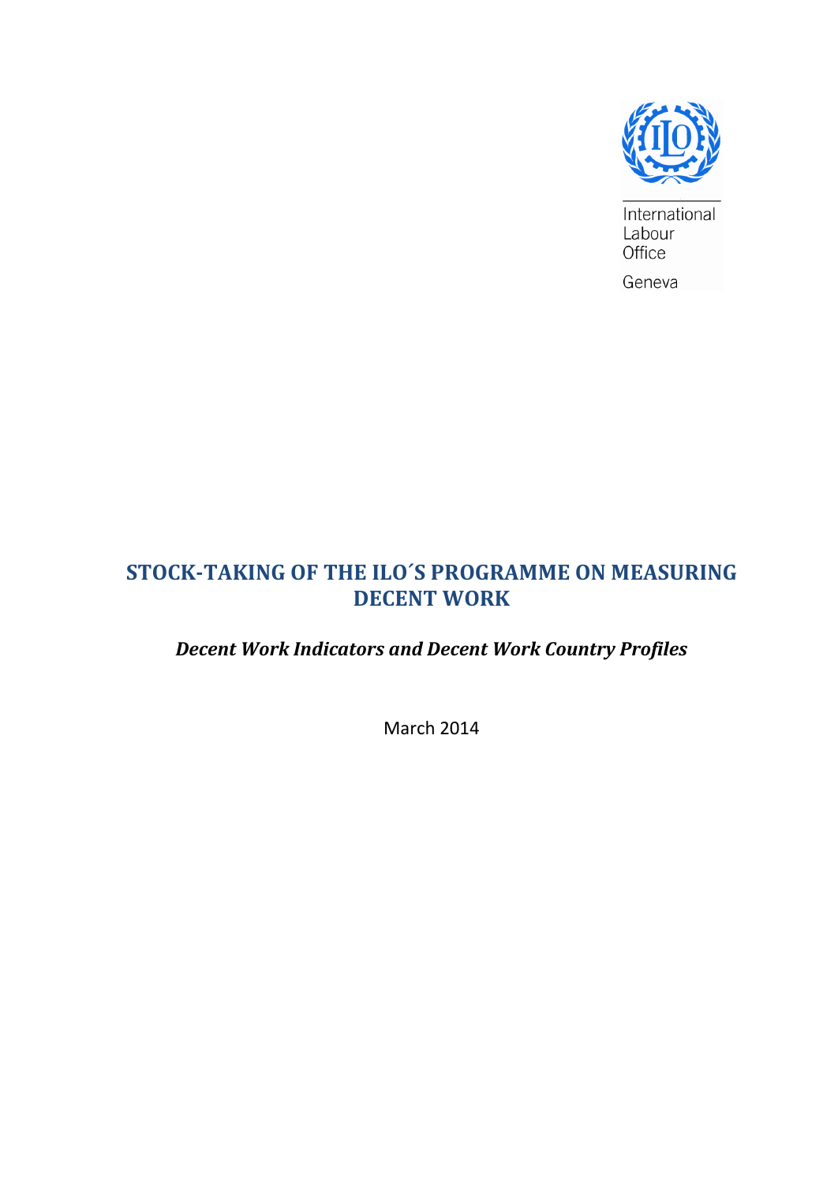International Labour Office

Geneva

# STOCK-TAKING OF THE ILO´S PROGRAMME ON MEASURING DECENT WORK

## *Decent Work Indicators and Decent Work Country Profiles*

March 2014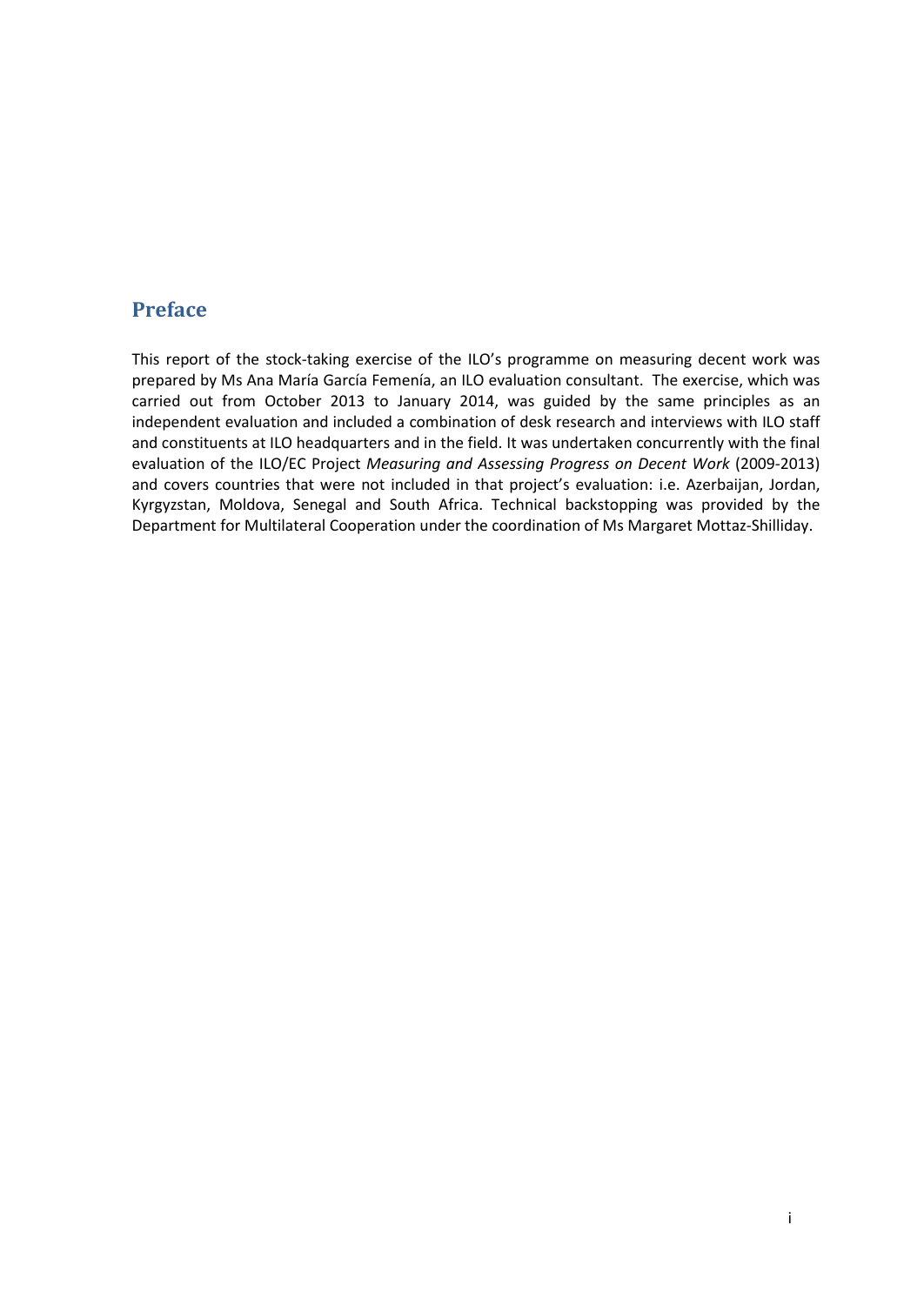## Preface

This report of the stock-taking exercise of the ILO's programme on measuring decent work was prepared by Ms Ana María García Femenía, an ILO evaluation consultant. The exercise, which was carried out from October 2013 to January 2014, was guided by the same principles as an independent evaluation and included a combination of desk research and interviews with ILO staff and constituents at ILO headquarters and in the field. It was undertaken concurrently with the final evaluation of the ILO/EC Project *Measuring and Assessing Progress on Decent Work* (2009-2013) and covers countries that were not included in that project's evaluation: i.e. Azerbaijan, Jordan, Kyrgyzstan, Moldova, Senegal and South Africa. Technical backstopping was provided by the Department for Multilateral Cooperation under the coordination of Ms Margaret Mottaz-Shilliday.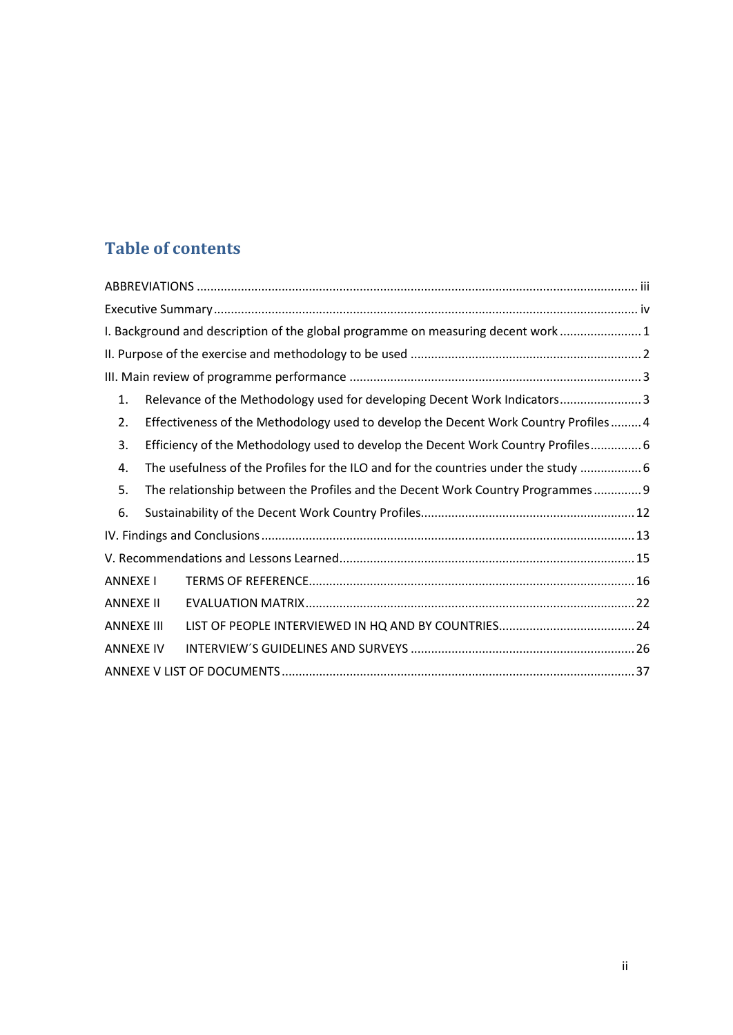## Table of contents

ABBREVIATIONS ........................................................................................................................ iii

Executive Summary ...................................................................................................................... iv

I. Background and description of the global programme on measuring decent work ........................ 1

II. Purpose of the exercise and methodology to be used .................................................................... 2

III. Main review of programme performance ..................................................................................... 3

1. Relevance of the Methodology used for developing Decent Work Indicators ........................ 3
2. Effectiveness of the Methodology used to develop the Decent Work Country Profiles ......... 4
3. Efficiency of the Methodology used to develop the Decent Work Country Profiles ............... 6
4. The usefulness of the Profiles for the ILO and for the countries under the study .................. 6
5. The relationship between the Profiles and the Decent Work Country Programmes ............. 9
6. Sustainability of the Decent Work Country Profiles .............................................................. 12

IV. Findings and Conclusions ............................................................................................................ 13

V. Recommendations and Lessons Learned ..................................................................................... 15

ANNEXE I TERMS OF REFERENCE ............................................................................................... 16

ANNEXE II EVALUATION MATRIX ................................................................................................ 22

ANNEXE III LIST OF PEOPLE INTERVIEWED IN HQ AND BY COUNTRIES ........................................ 24

ANNEXE IV INTERVIEW´S GUIDELINES AND SURVEYS .................................................................. 26

ANNEXE V LIST OF DOCUMENTS ....................................................................................................... 37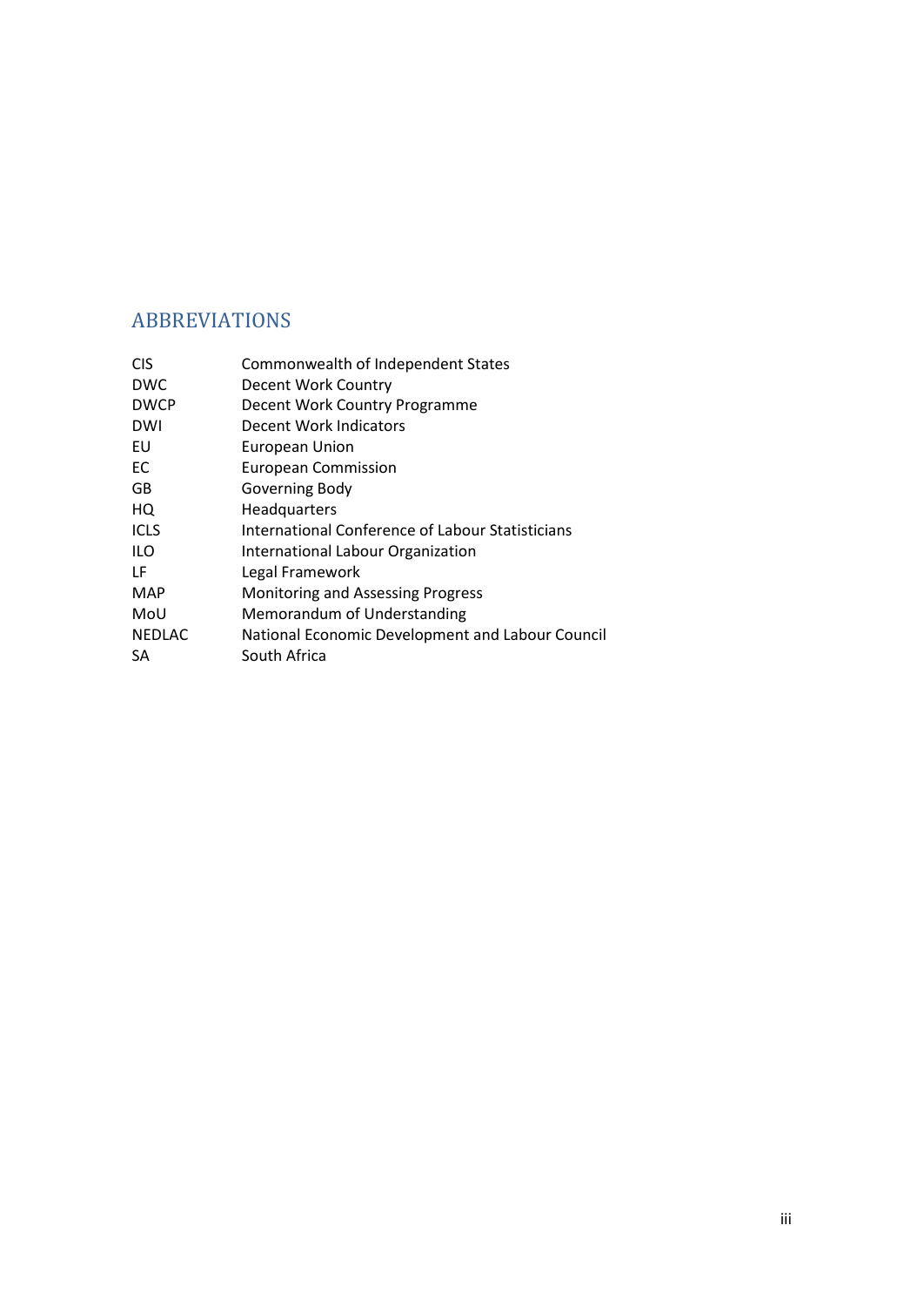## ABBREVIATIONS

| | |
|---|---|
| CIS | Commonwealth of Independent States |
| DWC | Decent Work Country |
| DWCP | Decent Work Country Programme |
| DWI | Decent Work Indicators |
| EU | European Union |
| EC | European Commission |
| GB | Governing Body |
| HQ | Headquarters |
| ICLS | International Conference of Labour Statisticians |
| ILO | International Labour Organization |
| LF | Legal Framework |
| MAP | Monitoring and Assessing Progress |
| MoU | Memorandum of Understanding |
| NEDLAC | National Economic Development and Labour Council |
| SA | South Africa |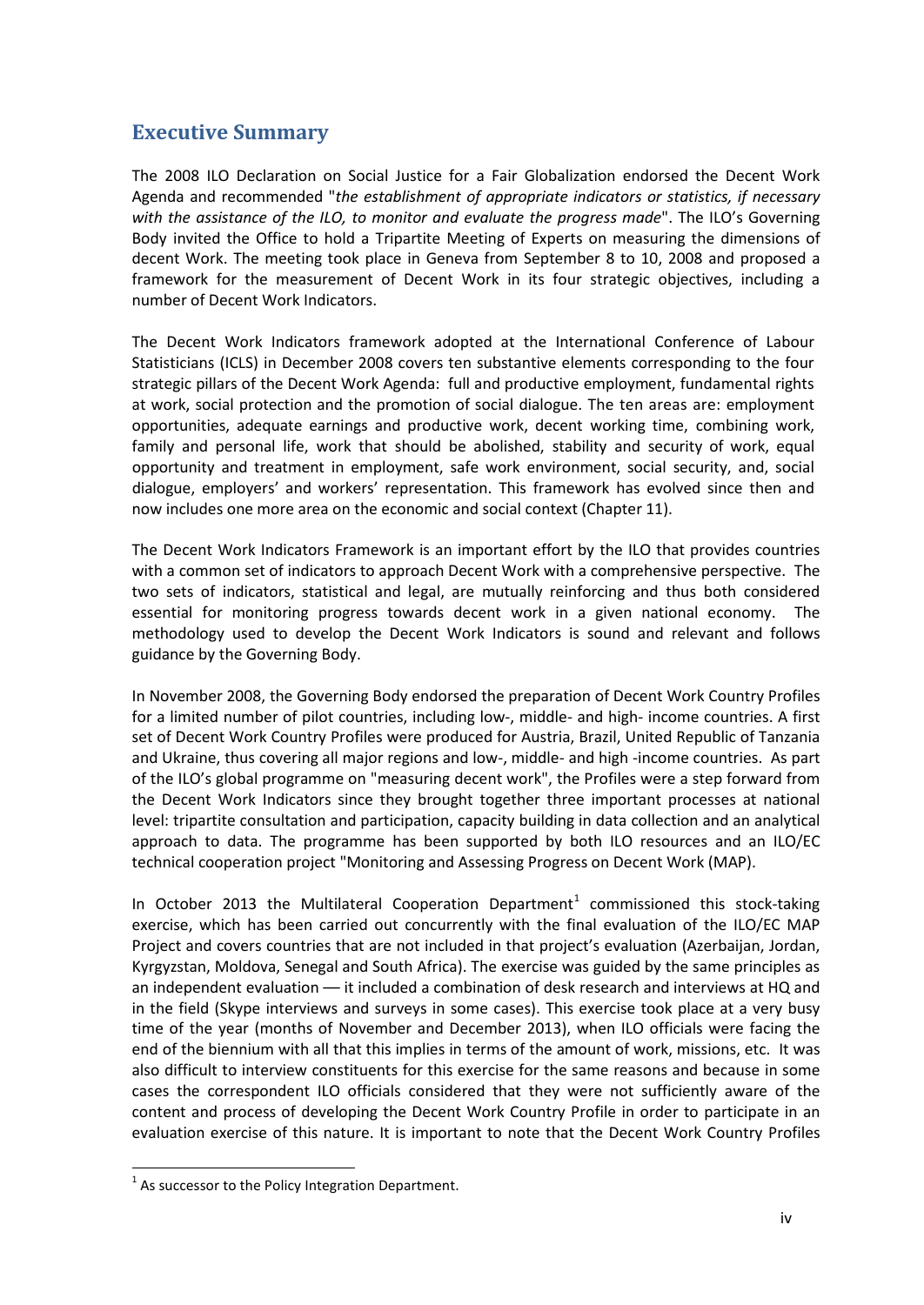## Executive Summary

The 2008 ILO Declaration on Social Justice for a Fair Globalization endorsed the Decent Work Agenda and recommended "*the establishment of appropriate indicators or statistics, if necessary with the assistance of the ILO, to monitor and evaluate the progress made*". The ILO's Governing Body invited the Office to hold a Tripartite Meeting of Experts on measuring the dimensions of decent Work. The meeting took place in Geneva from September 8 to 10, 2008 and proposed a framework for the measurement of Decent Work in its four strategic objectives, including a number of Decent Work Indicators.

The Decent Work Indicators framework adopted at the International Conference of Labour Statisticians (ICLS) in December 2008 covers ten substantive elements corresponding to the four strategic pillars of the Decent Work Agenda: full and productive employment, fundamental rights at work, social protection and the promotion of social dialogue. The ten areas are: employment opportunities, adequate earnings and productive work, decent working time, combining work, family and personal life, work that should be abolished, stability and security of work, equal opportunity and treatment in employment, safe work environment, social security, and, social dialogue, employers' and workers' representation. This framework has evolved since then and now includes one more area on the economic and social context (Chapter 11).

The Decent Work Indicators Framework is an important effort by the ILO that provides countries with a common set of indicators to approach Decent Work with a comprehensive perspective. The two sets of indicators, statistical and legal, are mutually reinforcing and thus both considered essential for monitoring progress towards decent work in a given national economy. The methodology used to develop the Decent Work Indicators is sound and relevant and follows guidance by the Governing Body.

In November 2008, the Governing Body endorsed the preparation of Decent Work Country Profiles for a limited number of pilot countries, including low-, middle- and high- income countries. A first set of Decent Work Country Profiles were produced for Austria, Brazil, United Republic of Tanzania and Ukraine, thus covering all major regions and low-, middle- and high -income countries. As part of the ILO's global programme on "measuring decent work", the Profiles were a step forward from the Decent Work Indicators since they brought together three important processes at national level: tripartite consultation and participation, capacity building in data collection and an analytical approach to data. The programme has been supported by both ILO resources and an ILO/EC technical cooperation project "Monitoring and Assessing Progress on Decent Work (MAP).

In October 2013 the Multilateral Cooperation Department[1] commissioned this stock-taking exercise, which has been carried out concurrently with the final evaluation of the ILO/EC MAP Project and covers countries that are not included in that project's evaluation (Azerbaijan, Jordan, Kyrgyzstan, Moldova, Senegal and South Africa). The exercise was guided by the same principles as an independent evaluation — it included a combination of desk research and interviews at HQ and in the field (Skype interviews and surveys in some cases). This exercise took place at a very busy time of the year (months of November and December 2013), when ILO officials were facing the end of the biennium with all that this implies in terms of the amount of work, missions, etc. It was also difficult to interview constituents for this exercise for the same reasons and because in some cases the correspondent ILO officials considered that they were not sufficiently aware of the content and process of developing the Decent Work Country Profile in order to participate in an evaluation exercise of this nature. It is important to note that the Decent Work Country Profiles

---

[1] As successor to the Policy Integration Department.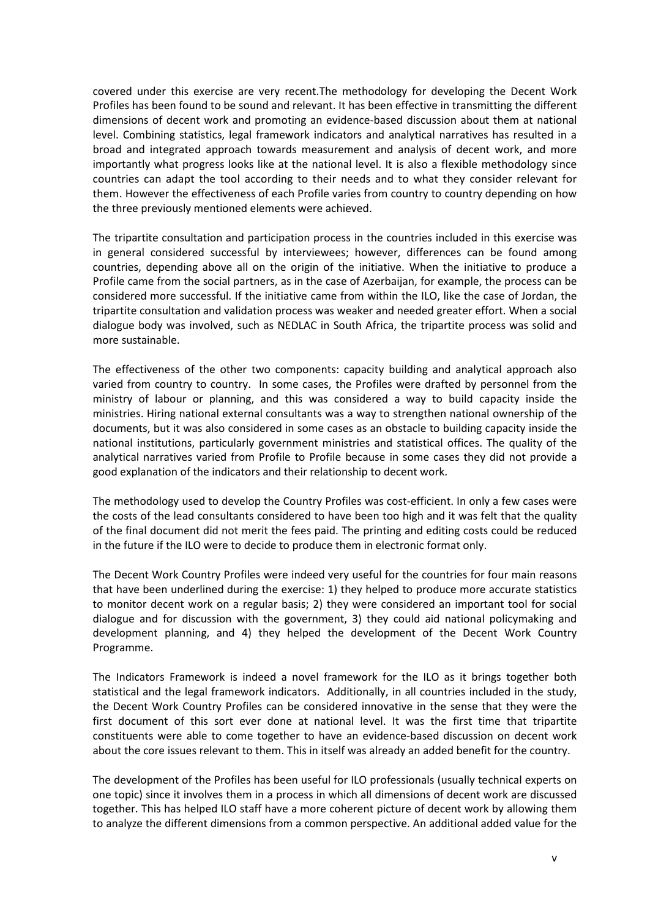covered under this exercise are very recent.The methodology for developing the Decent Work Profiles has been found to be sound and relevant. It has been effective in transmitting the different dimensions of decent work and promoting an evidence-based discussion about them at national level. Combining statistics, legal framework indicators and analytical narratives has resulted in a broad and integrated approach towards measurement and analysis of decent work, and more importantly what progress looks like at the national level. It is also a flexible methodology since countries can adapt the tool according to their needs and to what they consider relevant for them. However the effectiveness of each Profile varies from country to country depending on how the three previously mentioned elements were achieved.

The tripartite consultation and participation process in the countries included in this exercise was in general considered successful by interviewees; however, differences can be found among countries, depending above all on the origin of the initiative. When the initiative to produce a Profile came from the social partners, as in the case of Azerbaijan, for example, the process can be considered more successful. If the initiative came from within the ILO, like the case of Jordan, the tripartite consultation and validation process was weaker and needed greater effort. When a social dialogue body was involved, such as NEDLAC in South Africa, the tripartite process was solid and more sustainable.

The effectiveness of the other two components: capacity building and analytical approach also varied from country to country. In some cases, the Profiles were drafted by personnel from the ministry of labour or planning, and this was considered a way to build capacity inside the ministries. Hiring national external consultants was a way to strengthen national ownership of the documents, but it was also considered in some cases as an obstacle to building capacity inside the national institutions, particularly government ministries and statistical offices. The quality of the analytical narratives varied from Profile to Profile because in some cases they did not provide a good explanation of the indicators and their relationship to decent work.

The methodology used to develop the Country Profiles was cost-efficient. In only a few cases were the costs of the lead consultants considered to have been too high and it was felt that the quality of the final document did not merit the fees paid. The printing and editing costs could be reduced in the future if the ILO were to decide to produce them in electronic format only.

The Decent Work Country Profiles were indeed very useful for the countries for four main reasons that have been underlined during the exercise: 1) they helped to produce more accurate statistics to monitor decent work on a regular basis; 2) they were considered an important tool for social dialogue and for discussion with the government, 3) they could aid national policymaking and development planning, and 4) they helped the development of the Decent Work Country Programme.

The Indicators Framework is indeed a novel framework for the ILO as it brings together both statistical and the legal framework indicators. Additionally, in all countries included in the study, the Decent Work Country Profiles can be considered innovative in the sense that they were the first document of this sort ever done at national level. It was the first time that tripartite constituents were able to come together to have an evidence-based discussion on decent work about the core issues relevant to them. This in itself was already an added benefit for the country.

The development of the Profiles has been useful for ILO professionals (usually technical experts on one topic) since it involves them in a process in which all dimensions of decent work are discussed together. This has helped ILO staff have a more coherent picture of decent work by allowing them to analyze the different dimensions from a common perspective. An additional added value for the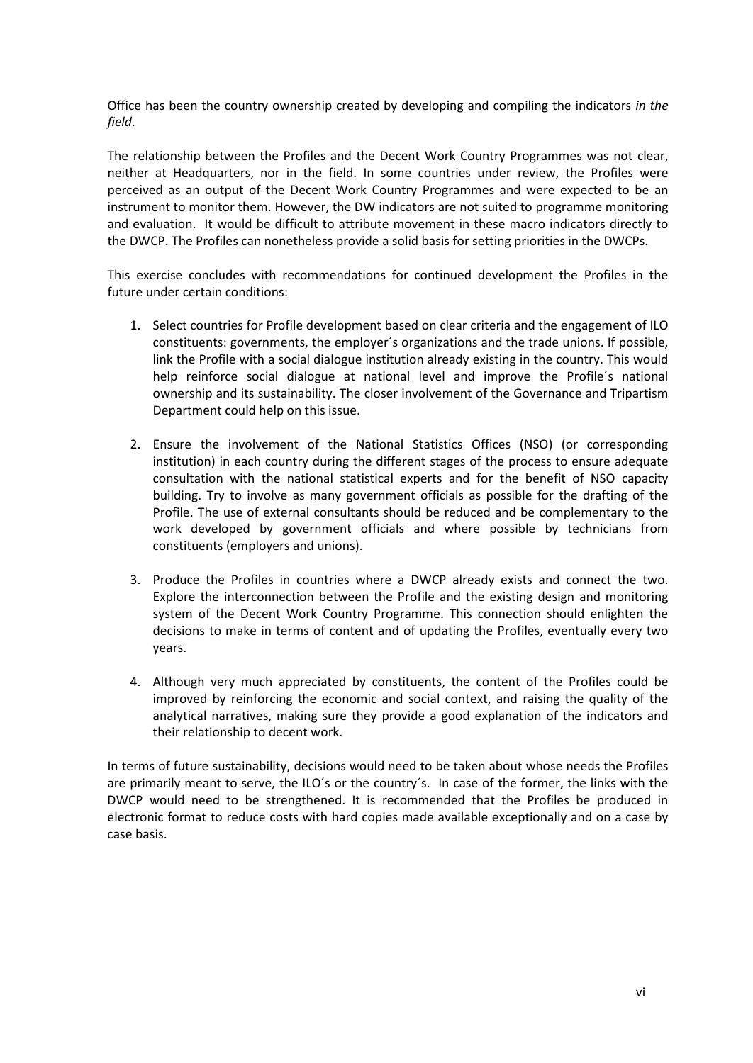Office has been the country ownership created by developing and compiling the indicators *in the field*.

The relationship between the Profiles and the Decent Work Country Programmes was not clear, neither at Headquarters, nor in the field. In some countries under review, the Profiles were perceived as an output of the Decent Work Country Programmes and were expected to be an instrument to monitor them. However, the DW indicators are not suited to programme monitoring and evaluation. It would be difficult to attribute movement in these macro indicators directly to the DWCP. The Profiles can nonetheless provide a solid basis for setting priorities in the DWCPs.

This exercise concludes with recommendations for continued development the Profiles in the future under certain conditions:

1. Select countries for Profile development based on clear criteria and the engagement of ILO constituents: governments, the employer´s organizations and the trade unions. If possible, link the Profile with a social dialogue institution already existing in the country. This would help reinforce social dialogue at national level and improve the Profile´s national ownership and its sustainability. The closer involvement of the Governance and Tripartism Department could help on this issue.

2. Ensure the involvement of the National Statistics Offices (NSO) (or corresponding institution) in each country during the different stages of the process to ensure adequate consultation with the national statistical experts and for the benefit of NSO capacity building. Try to involve as many government officials as possible for the drafting of the Profile. The use of external consultants should be reduced and be complementary to the work developed by government officials and where possible by technicians from constituents (employers and unions).

3. Produce the Profiles in countries where a DWCP already exists and connect the two. Explore the interconnection between the Profile and the existing design and monitoring system of the Decent Work Country Programme. This connection should enlighten the decisions to make in terms of content and of updating the Profiles, eventually every two years.

4. Although very much appreciated by constituents, the content of the Profiles could be improved by reinforcing the economic and social context, and raising the quality of the analytical narratives, making sure they provide a good explanation of the indicators and their relationship to decent work.

In terms of future sustainability, decisions would need to be taken about whose needs the Profiles are primarily meant to serve, the ILO´s or the country´s. In case of the former, the links with the DWCP would need to be strengthened. It is recommended that the Profiles be produced in electronic format to reduce costs with hard copies made available exceptionally and on a case by case basis.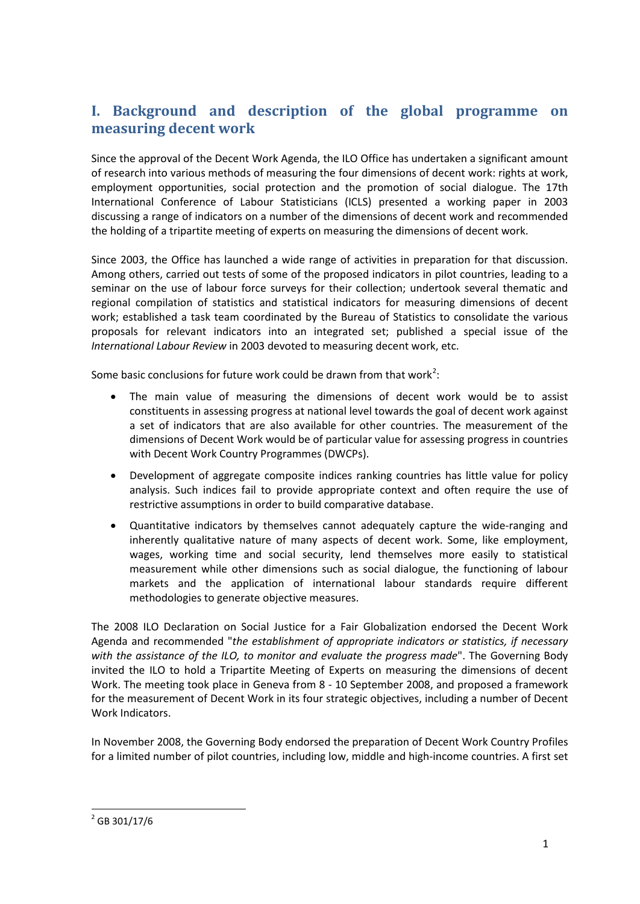# I. Background and description of the global programme on measuring decent work

Since the approval of the Decent Work Agenda, the ILO Office has undertaken a significant amount of research into various methods of measuring the four dimensions of decent work: rights at work, employment opportunities, social protection and the promotion of social dialogue. The 17th International Conference of Labour Statisticians (ICLS) presented a working paper in 2003 discussing a range of indicators on a number of the dimensions of decent work and recommended the holding of a tripartite meeting of experts on measuring the dimensions of decent work.

Since 2003, the Office has launched a wide range of activities in preparation for that discussion. Among others, carried out tests of some of the proposed indicators in pilot countries, leading to a seminar on the use of labour force surveys for their collection; undertook several thematic and regional compilation of statistics and statistical indicators for measuring dimensions of decent work; established a task team coordinated by the Bureau of Statistics to consolidate the various proposals for relevant indicators into an integrated set; published a special issue of the *International Labour Review* in 2003 devoted to measuring decent work, etc.

Some basic conclusions for future work could be drawn from that work[2]:

- The main value of measuring the dimensions of decent work would be to assist constituents in assessing progress at national level towards the goal of decent work against a set of indicators that are also available for other countries. The measurement of the dimensions of Decent Work would be of particular value for assessing progress in countries with Decent Work Country Programmes (DWCPs).
- Development of aggregate composite indices ranking countries has little value for policy analysis. Such indices fail to provide appropriate context and often require the use of restrictive assumptions in order to build comparative database.
- Quantitative indicators by themselves cannot adequately capture the wide-ranging and inherently qualitative nature of many aspects of decent work. Some, like employment, wages, working time and social security, lend themselves more easily to statistical measurement while other dimensions such as social dialogue, the functioning of labour markets and the application of international labour standards require different methodologies to generate objective measures.

The 2008 ILO Declaration on Social Justice for a Fair Globalization endorsed the Decent Work Agenda and recommended "*the establishment of appropriate indicators or statistics, if necessary with the assistance of the ILO, to monitor and evaluate the progress made*". The Governing Body invited the ILO to hold a Tripartite Meeting of Experts on measuring the dimensions of decent Work. The meeting took place in Geneva from 8 - 10 September 2008, and proposed a framework for the measurement of Decent Work in its four strategic objectives, including a number of Decent Work Indicators.

In November 2008, the Governing Body endorsed the preparation of Decent Work Country Profiles for a limited number of pilot countries, including low, middle and high-income countries. A first set

---

[2] GB 301/17/6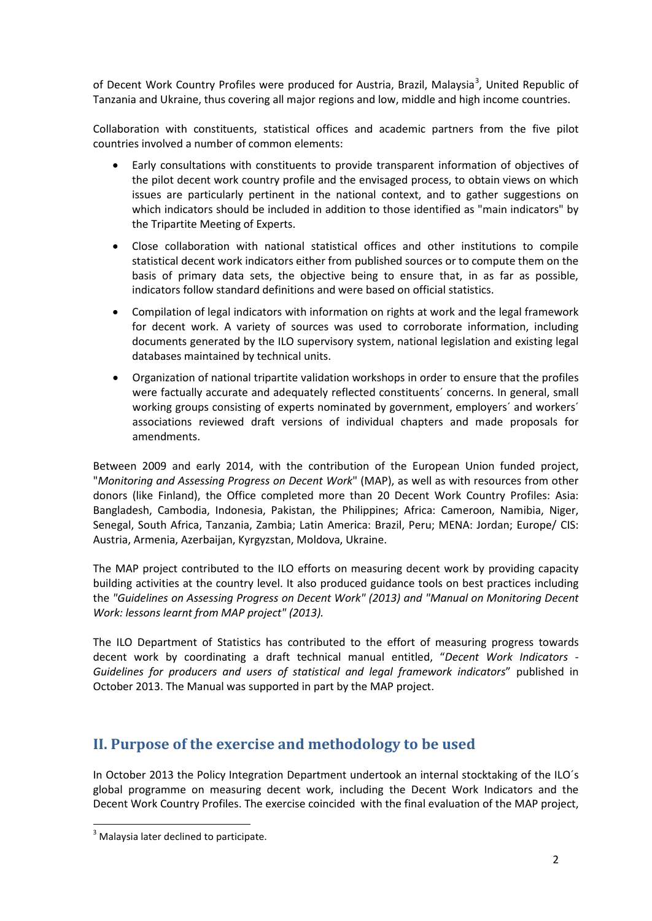of Decent Work Country Profiles were produced for Austria, Brazil, Malaysia[3], United Republic of Tanzania and Ukraine, thus covering all major regions and low, middle and high income countries.

Collaboration with constituents, statistical offices and academic partners from the five pilot countries involved a number of common elements:

- Early consultations with constituents to provide transparent information of objectives of the pilot decent work country profile and the envisaged process, to obtain views on which issues are particularly pertinent in the national context, and to gather suggestions on which indicators should be included in addition to those identified as "main indicators" by the Tripartite Meeting of Experts.
- Close collaboration with national statistical offices and other institutions to compile statistical decent work indicators either from published sources or to compute them on the basis of primary data sets, the objective being to ensure that, in as far as possible, indicators follow standard definitions and were based on official statistics.
- Compilation of legal indicators with information on rights at work and the legal framework for decent work. A variety of sources was used to corroborate information, including documents generated by the ILO supervisory system, national legislation and existing legal databases maintained by technical units.
- Organization of national tripartite validation workshops in order to ensure that the profiles were factually accurate and adequately reflected constituents´ concerns. In general, small working groups consisting of experts nominated by government, employers´ and workers´ associations reviewed draft versions of individual chapters and made proposals for amendments.

Between 2009 and early 2014, with the contribution of the European Union funded project, "*Monitoring and Assessing Progress on Decent Work*" (MAP), as well as with resources from other donors (like Finland), the Office completed more than 20 Decent Work Country Profiles: Asia: Bangladesh, Cambodia, Indonesia, Pakistan, the Philippines; Africa: Cameroon, Namibia, Niger, Senegal, South Africa, Tanzania, Zambia; Latin America: Brazil, Peru; MENA: Jordan; Europe/ CIS: Austria, Armenia, Azerbaijan, Kyrgyzstan, Moldova, Ukraine.

The MAP project contributed to the ILO efforts on measuring decent work by providing capacity building activities at the country level. It also produced guidance tools on best practices including the *"Guidelines on Assessing Progress on Decent Work" (2013) and "Manual on Monitoring Decent Work: lessons learnt from MAP project" (2013).*

The ILO Department of Statistics has contributed to the effort of measuring progress towards decent work by coordinating a draft technical manual entitled, "*Decent Work Indicators - Guidelines for producers and users of statistical and legal framework indicators*" published in October 2013. The Manual was supported in part by the MAP project.

## II. Purpose of the exercise and methodology to be used

In October 2013 the Policy Integration Department undertook an internal stocktaking of the ILO´s global programme on measuring decent work, including the Decent Work Indicators and the Decent Work Country Profiles. The exercise coincided with the final evaluation of the MAP project,

[3] Malaysia later declined to participate.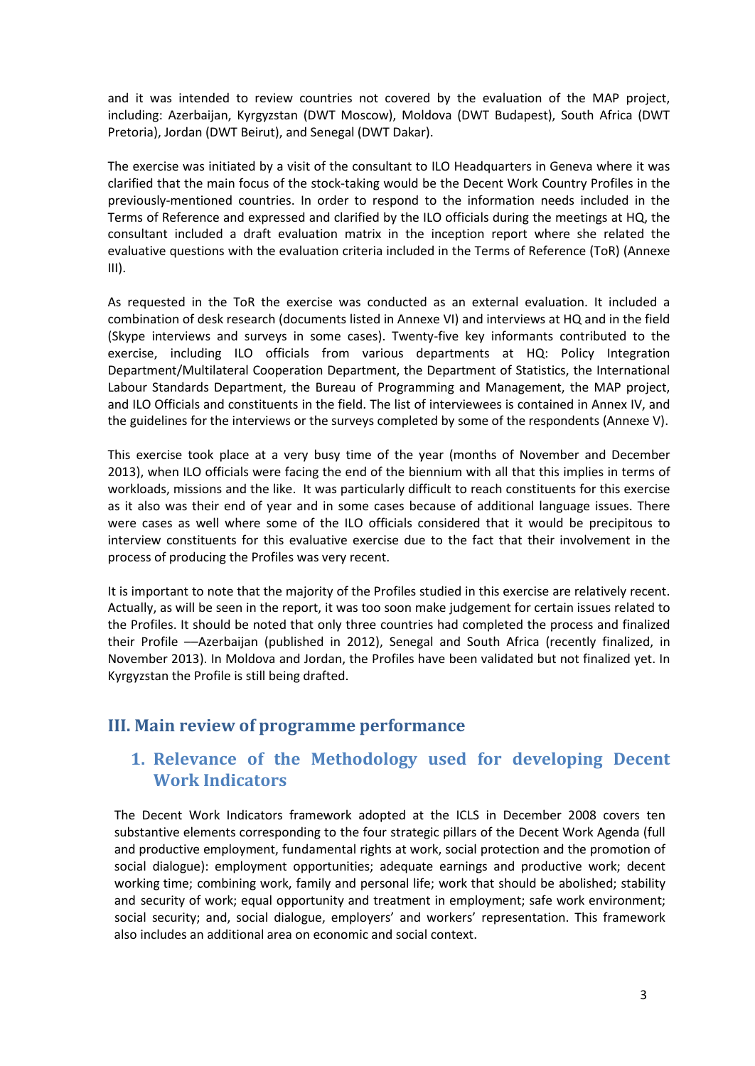and it was intended to review countries not covered by the evaluation of the MAP project, including: Azerbaijan, Kyrgyzstan (DWT Moscow), Moldova (DWT Budapest), South Africa (DWT Pretoria), Jordan (DWT Beirut), and Senegal (DWT Dakar).

The exercise was initiated by a visit of the consultant to ILO Headquarters in Geneva where it was clarified that the main focus of the stock-taking would be the Decent Work Country Profiles in the previously-mentioned countries. In order to respond to the information needs included in the Terms of Reference and expressed and clarified by the ILO officials during the meetings at HQ, the consultant included a draft evaluation matrix in the inception report where she related the evaluative questions with the evaluation criteria included in the Terms of Reference (ToR) (Annexe III).

As requested in the ToR the exercise was conducted as an external evaluation. It included a combination of desk research (documents listed in Annexe VI) and interviews at HQ and in the field (Skype interviews and surveys in some cases). Twenty-five key informants contributed to the exercise, including ILO officials from various departments at HQ: Policy Integration Department/Multilateral Cooperation Department, the Department of Statistics, the International Labour Standards Department, the Bureau of Programming and Management, the MAP project, and ILO Officials and constituents in the field. The list of interviewees is contained in Annex IV, and the guidelines for the interviews or the surveys completed by some of the respondents (Annexe V).

This exercise took place at a very busy time of the year (months of November and December 2013), when ILO officials were facing the end of the biennium with all that this implies in terms of workloads, missions and the like. It was particularly difficult to reach constituents for this exercise as it also was their end of year and in some cases because of additional language issues. There were cases as well where some of the ILO officials considered that it would be precipitous to interview constituents for this evaluative exercise due to the fact that their involvement in the process of producing the Profiles was very recent.

It is important to note that the majority of the Profiles studied in this exercise are relatively recent. Actually, as will be seen in the report, it was too soon make judgement for certain issues related to the Profiles. It should be noted that only three countries had completed the process and finalized their Profile —Azerbaijan (published in 2012), Senegal and South Africa (recently finalized, in November 2013). In Moldova and Jordan, the Profiles have been validated but not finalized yet. In Kyrgyzstan the Profile is still being drafted.

## III. Main review of programme performance

### 1. Relevance of the Methodology used for developing Decent Work Indicators

The Decent Work Indicators framework adopted at the ICLS in December 2008 covers ten substantive elements corresponding to the four strategic pillars of the Decent Work Agenda (full and productive employment, fundamental rights at work, social protection and the promotion of social dialogue): employment opportunities; adequate earnings and productive work; decent working time; combining work, family and personal life; work that should be abolished; stability and security of work; equal opportunity and treatment in employment; safe work environment; social security; and, social dialogue, employers' and workers' representation. This framework also includes an additional area on economic and social context.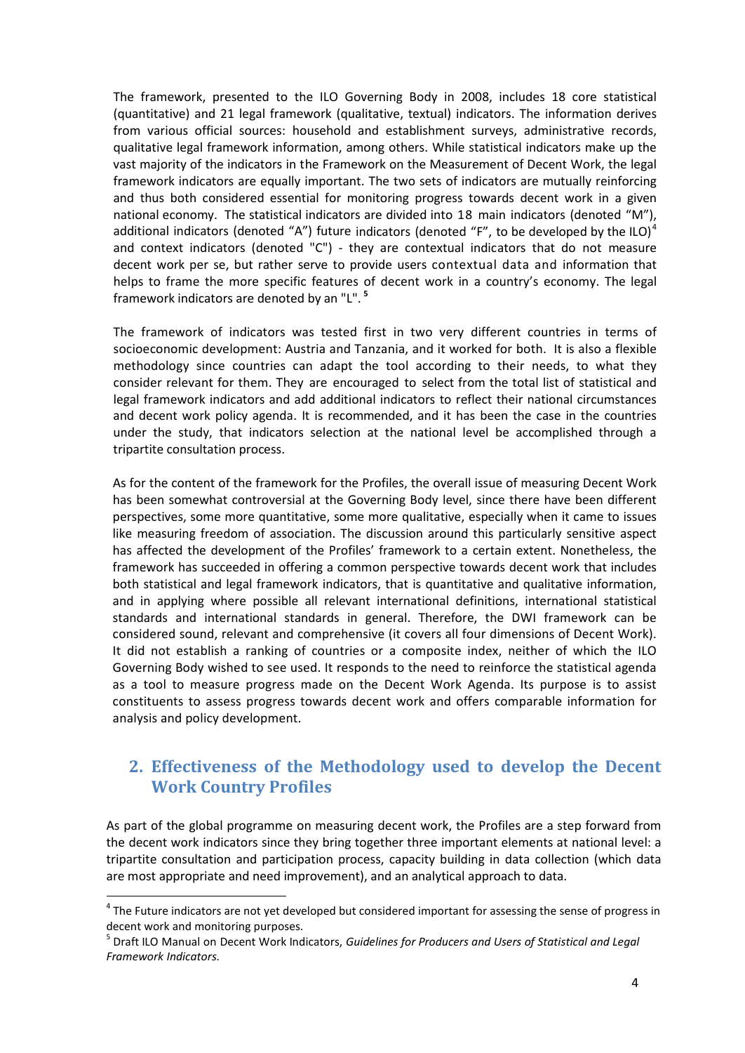The framework, presented to the ILO Governing Body in 2008, includes 18 core statistical (quantitative) and 21 legal framework (qualitative, textual) indicators. The information derives from various official sources: household and establishment surveys, administrative records, qualitative legal framework information, among others. While statistical indicators make up the vast majority of the indicators in the Framework on the Measurement of Decent Work, the legal framework indicators are equally important. The two sets of indicators are mutually reinforcing and thus both considered essential for monitoring progress towards decent work in a given national economy. The statistical indicators are divided into 18 main indicators (denoted "M"), additional indicators (denoted "A") future indicators (denoted "F", to be developed by the ILO)[4] and context indicators (denoted "C") - they are contextual indicators that do not measure decent work per se, but rather serve to provide users contextual data and information that helps to frame the more specific features of decent work in a country's economy. The legal framework indicators are denoted by an "L". [5]

The framework of indicators was tested first in two very different countries in terms of socioeconomic development: Austria and Tanzania, and it worked for both. It is also a flexible methodology since countries can adapt the tool according to their needs, to what they consider relevant for them. They are encouraged to select from the total list of statistical and legal framework indicators and add additional indicators to reflect their national circumstances and decent work policy agenda. It is recommended, and it has been the case in the countries under the study, that indicators selection at the national level be accomplished through a tripartite consultation process.

As for the content of the framework for the Profiles, the overall issue of measuring Decent Work has been somewhat controversial at the Governing Body level, since there have been different perspectives, some more quantitative, some more qualitative, especially when it came to issues like measuring freedom of association. The discussion around this particularly sensitive aspect has affected the development of the Profiles' framework to a certain extent. Nonetheless, the framework has succeeded in offering a common perspective towards decent work that includes both statistical and legal framework indicators, that is quantitative and qualitative information, and in applying where possible all relevant international definitions, international statistical standards and international standards in general. Therefore, the DWI framework can be considered sound, relevant and comprehensive (it covers all four dimensions of Decent Work). It did not establish a ranking of countries or a composite index, neither of which the ILO Governing Body wished to see used. It responds to the need to reinforce the statistical agenda as a tool to measure progress made on the Decent Work Agenda. Its purpose is to assist constituents to assess progress towards decent work and offers comparable information for analysis and policy development.

## 2. Effectiveness of the Methodology used to develop the Decent Work Country Profiles

As part of the global programme on measuring decent work, the Profiles are a step forward from the decent work indicators since they bring together three important elements at national level: a tripartite consultation and participation process, capacity building in data collection (which data are most appropriate and need improvement), and an analytical approach to data.

---

[4] The Future indicators are not yet developed but considered important for assessing the sense of progress in decent work and monitoring purposes.

[5] Draft ILO Manual on Decent Work Indicators, *Guidelines for Producers and Users of Statistical and Legal Framework Indicators.*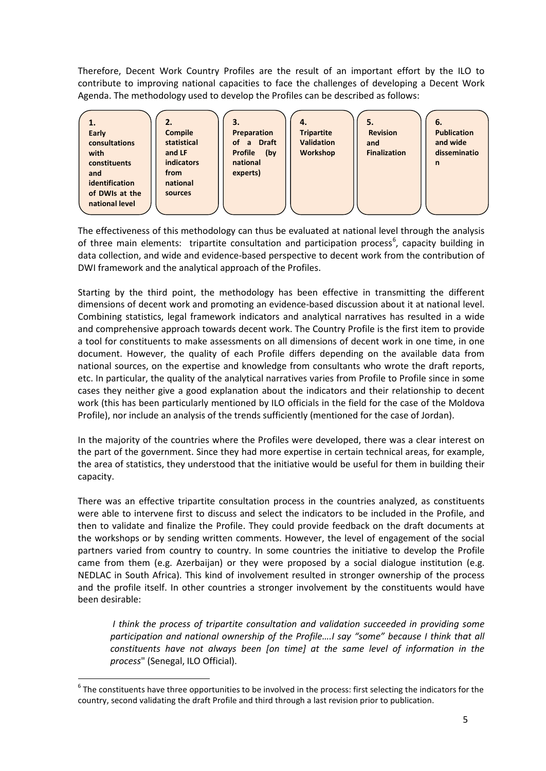Therefore, Decent Work Country Profiles are the result of an important effort by the ILO to contribute to improving national capacities to face the challenges of developing a Decent Work Agenda. The methodology used to develop the Profiles can be described as follows:

| 1. Early consultations with constituents and identification of DWIs at the national level | 2. Compile statistical and LF indicators from national sources | 3. Preparation of a Draft Profile (by national experts) | 4. Tripartite Validation Workshop | 5. Revision and Finalization | 6. Publication and wide dissemination |
|---|---|---|---|---|---|

The effectiveness of this methodology can thus be evaluated at national level through the analysis of three main elements: tripartite consultation and participation process[6], capacity building in data collection, and wide and evidence-based perspective to decent work from the contribution of DWI framework and the analytical approach of the Profiles.

Starting by the third point, the methodology has been effective in transmitting the different dimensions of decent work and promoting an evidence-based discussion about it at national level. Combining statistics, legal framework indicators and analytical narratives has resulted in a wide and comprehensive approach towards decent work. The Country Profile is the first item to provide a tool for constituents to make assessments on all dimensions of decent work in one time, in one document. However, the quality of each Profile differs depending on the available data from national sources, on the expertise and knowledge from consultants who wrote the draft reports, etc. In particular, the quality of the analytical narratives varies from Profile to Profile since in some cases they neither give a good explanation about the indicators and their relationship to decent work (this has been particularly mentioned by ILO officials in the field for the case of the Moldova Profile), nor include an analysis of the trends sufficiently (mentioned for the case of Jordan).

In the majority of the countries where the Profiles were developed, there was a clear interest on the part of the government. Since they had more expertise in certain technical areas, for example, the area of statistics, they understood that the initiative would be useful for them in building their capacity.

There was an effective tripartite consultation process in the countries analyzed, as constituents were able to intervene first to discuss and select the indicators to be included in the Profile, and then to validate and finalize the Profile. They could provide feedback on the draft documents at the workshops or by sending written comments. However, the level of engagement of the social partners varied from country to country. In some countries the initiative to develop the Profile came from them (e.g. Azerbaijan) or they were proposed by a social dialogue institution (e.g. NEDLAC in South Africa). This kind of involvement resulted in stronger ownership of the process and the profile itself. In other countries a stronger involvement by the constituents would have been desirable:

> *I think the process of tripartite consultation and validation succeeded in providing some participation and national ownership of the Profile….I say "some" because I think that all constituents have not always been [on time] at the same level of information in the process*" (Senegal, ILO Official).

[6] The constituents have three opportunities to be involved in the process: first selecting the indicators for the country, second validating the draft Profile and third through a last revision prior to publication.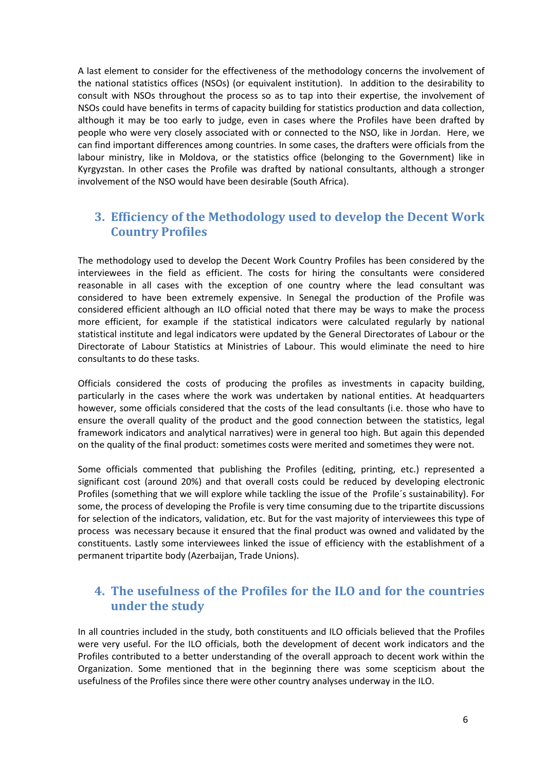A last element to consider for the effectiveness of the methodology concerns the involvement of the national statistics offices (NSOs) (or equivalent institution). In addition to the desirability to consult with NSOs throughout the process so as to tap into their expertise, the involvement of NSOs could have benefits in terms of capacity building for statistics production and data collection, although it may be too early to judge, even in cases where the Profiles have been drafted by people who were very closely associated with or connected to the NSO, like in Jordan. Here, we can find important differences among countries. In some cases, the drafters were officials from the labour ministry, like in Moldova, or the statistics office (belonging to the Government) like in Kyrgyzstan. In other cases the Profile was drafted by national consultants, although a stronger involvement of the NSO would have been desirable (South Africa).

## 3. Efficiency of the Methodology used to develop the Decent Work Country Profiles

The methodology used to develop the Decent Work Country Profiles has been considered by the interviewees in the field as efficient. The costs for hiring the consultants were considered reasonable in all cases with the exception of one country where the lead consultant was considered to have been extremely expensive. In Senegal the production of the Profile was considered efficient although an ILO official noted that there may be ways to make the process more efficient, for example if the statistical indicators were calculated regularly by national statistical institute and legal indicators were updated by the General Directorates of Labour or the Directorate of Labour Statistics at Ministries of Labour. This would eliminate the need to hire consultants to do these tasks.

Officials considered the costs of producing the profiles as investments in capacity building, particularly in the cases where the work was undertaken by national entities. At headquarters however, some officials considered that the costs of the lead consultants (i.e. those who have to ensure the overall quality of the product and the good connection between the statistics, legal framework indicators and analytical narratives) were in general too high. But again this depended on the quality of the final product: sometimes costs were merited and sometimes they were not.

Some officials commented that publishing the Profiles (editing, printing, etc.) represented a significant cost (around 20%) and that overall costs could be reduced by developing electronic Profiles (something that we will explore while tackling the issue of the Profile´s sustainability). For some, the process of developing the Profile is very time consuming due to the tripartite discussions for selection of the indicators, validation, etc. But for the vast majority of interviewees this type of process was necessary because it ensured that the final product was owned and validated by the constituents. Lastly some interviewees linked the issue of efficiency with the establishment of a permanent tripartite body (Azerbaijan, Trade Unions).

## 4. The usefulness of the Profiles for the ILO and for the countries under the study

In all countries included in the study, both constituents and ILO officials believed that the Profiles were very useful. For the ILO officials, both the development of decent work indicators and the Profiles contributed to a better understanding of the overall approach to decent work within the Organization. Some mentioned that in the beginning there was some scepticism about the usefulness of the Profiles since there were other country analyses underway in the ILO.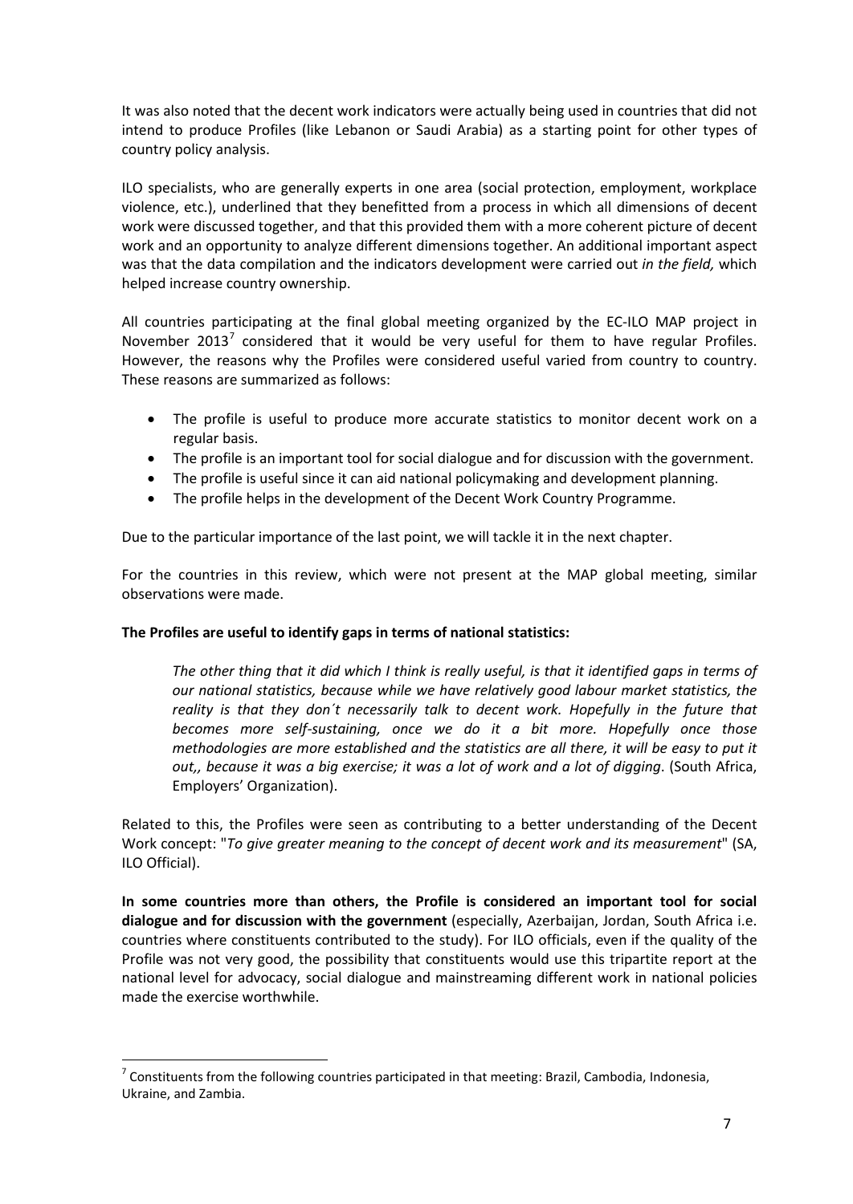It was also noted that the decent work indicators were actually being used in countries that did not intend to produce Profiles (like Lebanon or Saudi Arabia) as a starting point for other types of country policy analysis.

ILO specialists, who are generally experts in one area (social protection, employment, workplace violence, etc.), underlined that they benefitted from a process in which all dimensions of decent work were discussed together, and that this provided them with a more coherent picture of decent work and an opportunity to analyze different dimensions together. An additional important aspect was that the data compilation and the indicators development were carried out *in the field,* which helped increase country ownership.

All countries participating at the final global meeting organized by the EC-ILO MAP project in November 2013[7] considered that it would be very useful for them to have regular Profiles. However, the reasons why the Profiles were considered useful varied from country to country. These reasons are summarized as follows:

- The profile is useful to produce more accurate statistics to monitor decent work on a regular basis.
- The profile is an important tool for social dialogue and for discussion with the government.
- The profile is useful since it can aid national policymaking and development planning.
- The profile helps in the development of the Decent Work Country Programme.

Due to the particular importance of the last point, we will tackle it in the next chapter.

For the countries in this review, which were not present at the MAP global meeting, similar observations were made.

**The Profiles are useful to identify gaps in terms of national statistics:**

> *The other thing that it did which I think is really useful, is that it identified gaps in terms of our national statistics, because while we have relatively good labour market statistics, the reality is that they don´t necessarily talk to decent work. Hopefully in the future that becomes more self-sustaining, once we do it a bit more. Hopefully once those methodologies are more established and the statistics are all there, it will be easy to put it out,, because it was a big exercise; it was a lot of work and a lot of digging*. (South Africa, Employers' Organization).

Related to this, the Profiles were seen as contributing to a better understanding of the Decent Work concept: "*To give greater meaning to the concept of decent work and its measurement*" (SA, ILO Official).

**In some countries more than others, the Profile is considered an important tool for social dialogue and for discussion with the government** (especially, Azerbaijan, Jordan, South Africa i.e. countries where constituents contributed to the study). For ILO officials, even if the quality of the Profile was not very good, the possibility that constituents would use this tripartite report at the national level for advocacy, social dialogue and mainstreaming different work in national policies made the exercise worthwhile.

---

[7] Constituents from the following countries participated in that meeting: Brazil, Cambodia, Indonesia, Ukraine, and Zambia.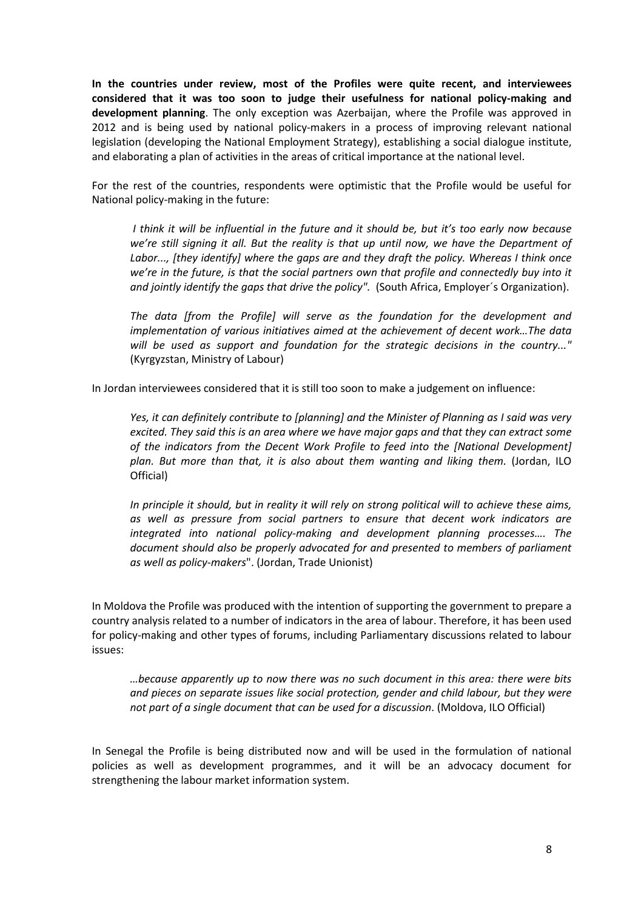**In the countries under review, most of the Profiles were quite recent, and interviewees considered that it was too soon to judge their usefulness for national policy-making and development planning**. The only exception was Azerbaijan, where the Profile was approved in 2012 and is being used by national policy-makers in a process of improving relevant national legislation (developing the National Employment Strategy), establishing a social dialogue institute, and elaborating a plan of activities in the areas of critical importance at the national level.

For the rest of the countries, respondents were optimistic that the Profile would be useful for National policy-making in the future:

> *I think it will be influential in the future and it should be, but it's too early now because we're still signing it all. But the reality is that up until now, we have the Department of Labor..., [they identify] where the gaps are and they draft the policy. Whereas I think once we're in the future, is that the social partners own that profile and connectedly buy into it and jointly identify the gaps that drive the policy".* (South Africa, Employer´s Organization).

> *The data [from the Profile] will serve as the foundation for the development and implementation of various initiatives aimed at the achievement of decent work…The data will be used as support and foundation for the strategic decisions in the country..."* (Kyrgyzstan, Ministry of Labour)

In Jordan interviewees considered that it is still too soon to make a judgement on influence:

> *Yes, it can definitely contribute to [planning] and the Minister of Planning as I said was very excited. They said this is an area where we have major gaps and that they can extract some of the indicators from the Decent Work Profile to feed into the [National Development] plan. But more than that, it is also about them wanting and liking them.* (Jordan, ILO Official)

> *In principle it should, but in reality it will rely on strong political will to achieve these aims, as well as pressure from social partners to ensure that decent work indicators are integrated into national policy-making and development planning processes…. The document should also be properly advocated for and presented to members of parliament as well as policy-makers*". (Jordan, Trade Unionist)

In Moldova the Profile was produced with the intention of supporting the government to prepare a country analysis related to a number of indicators in the area of labour. Therefore, it has been used for policy-making and other types of forums, including Parliamentary discussions related to labour issues:

> *…because apparently up to now there was no such document in this area: there were bits and pieces on separate issues like social protection, gender and child labour, but they were not part of a single document that can be used for a discussion*. (Moldova, ILO Official)

In Senegal the Profile is being distributed now and will be used in the formulation of national policies as well as development programmes, and it will be an advocacy document for strengthening the labour market information system.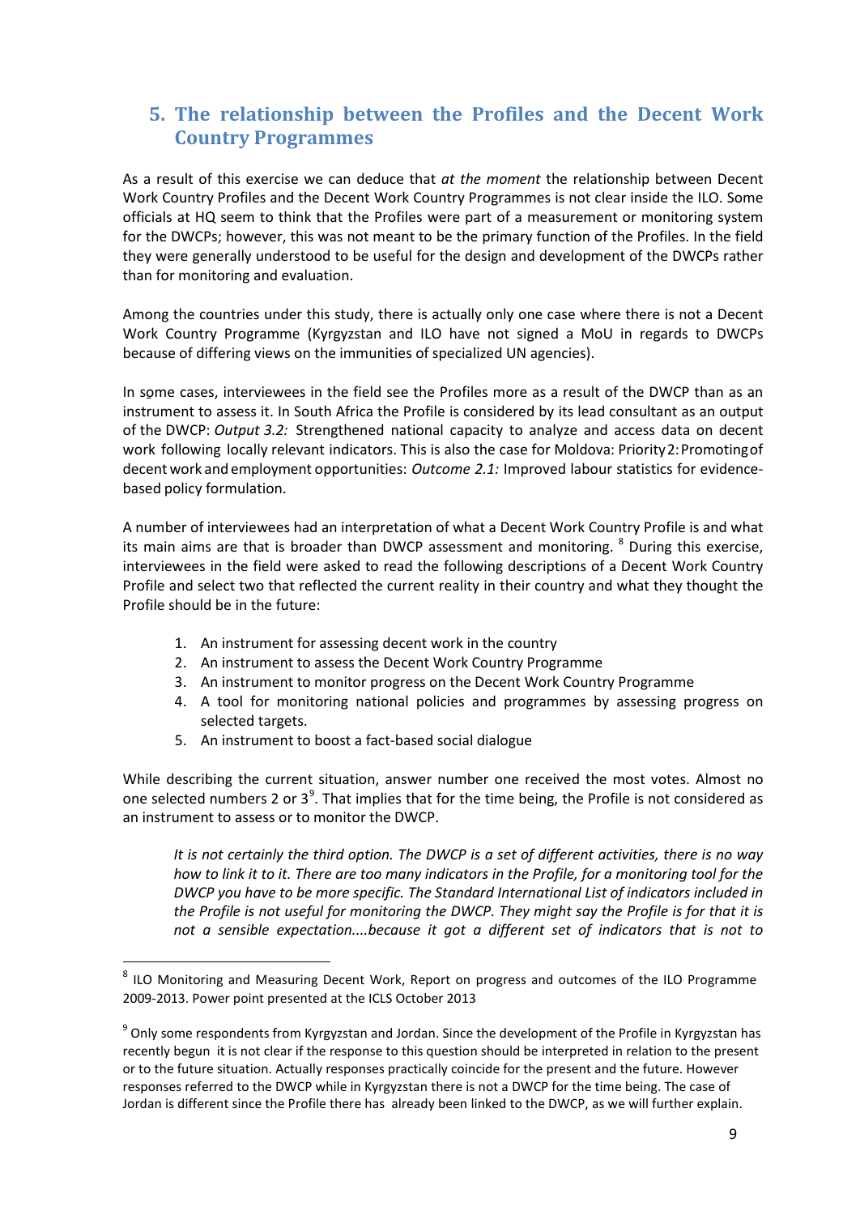## 5. The relationship between the Profiles and the Decent Work Country Programmes

As a result of this exercise we can deduce that *at the moment* the relationship between Decent Work Country Profiles and the Decent Work Country Programmes is not clear inside the ILO. Some officials at HQ seem to think that the Profiles were part of a measurement or monitoring system for the DWCPs; however, this was not meant to be the primary function of the Profiles. In the field they were generally understood to be useful for the design and development of the DWCPs rather than for monitoring and evaluation.

Among the countries under this study, there is actually only one case where there is not a Decent Work Country Programme (Kyrgyzstan and ILO have not signed a MoU in regards to DWCPs because of differing views on the immunities of specialized UN agencies).

In some cases, interviewees in the field see the Profiles more as a result of the DWCP than as an instrument to assess it. In South Africa the Profile is considered by its lead consultant as an output of the DWCP: *Output 3.2:* Strengthened national capacity to analyze and access data on decent work following locally relevant indicators. This is also the case for Moldova: Priority 2: Promoting of decent work and employment opportunities: *Outcome 2.1:* Improved labour statistics for evidence-based policy formulation.

A number of interviewees had an interpretation of what a Decent Work Country Profile is and what its main aims are that is broader than DWCP assessment and monitoring. [8] During this exercise, interviewees in the field were asked to read the following descriptions of a Decent Work Country Profile and select two that reflected the current reality in their country and what they thought the Profile should be in the future:

1. An instrument for assessing decent work in the country
2. An instrument to assess the Decent Work Country Programme
3. An instrument to monitor progress on the Decent Work Country Programme
4. A tool for monitoring national policies and programmes by assessing progress on selected targets.
5. An instrument to boost a fact-based social dialogue

While describing the current situation, answer number one received the most votes. Almost no one selected numbers 2 or 3[9]. That implies that for the time being, the Profile is not considered as an instrument to assess or to monitor the DWCP.

> *It is not certainly the third option. The DWCP is a set of different activities, there is no way how to link it to it. There are too many indicators in the Profile, for a monitoring tool for the DWCP you have to be more specific. The Standard International List of indicators included in the Profile is not useful for monitoring the DWCP. They might say the Profile is for that it is not a sensible expectation....because it got a different set of indicators that is not to*

---

[8] ILO Monitoring and Measuring Decent Work, Report on progress and outcomes of the ILO Programme 2009-2013. Power point presented at the ICLS October 2013

[9] Only some respondents from Kyrgyzstan and Jordan. Since the development of the Profile in Kyrgyzstan has recently begun it is not clear if the response to this question should be interpreted in relation to the present or to the future situation. Actually responses practically coincide for the present and the future. However responses referred to the DWCP while in Kyrgyzstan there is not a DWCP for the time being. The case of Jordan is different since the Profile there has already been linked to the DWCP, as we will further explain.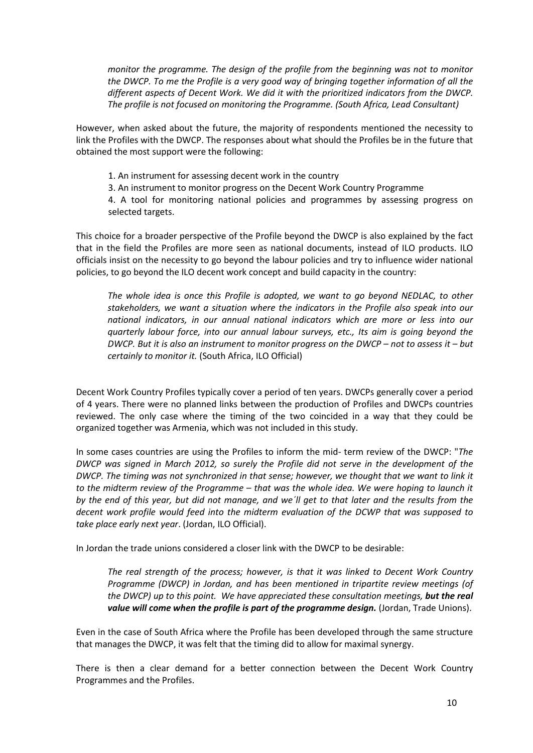*monitor the programme. The design of the profile from the beginning was not to monitor the DWCP. To me the Profile is a very good way of bringing together information of all the different aspects of Decent Work. We did it with the prioritized indicators from the DWCP. The profile is not focused on monitoring the Programme. (South Africa, Lead Consultant)*

However, when asked about the future, the majority of respondents mentioned the necessity to link the Profiles with the DWCP. The responses about what should the Profiles be in the future that obtained the most support were the following:

1. An instrument for assessing decent work in the country
3. An instrument to monitor progress on the Decent Work Country Programme
4. A tool for monitoring national policies and programmes by assessing progress on selected targets.

This choice for a broader perspective of the Profile beyond the DWCP is also explained by the fact that in the field the Profiles are more seen as national documents, instead of ILO products. ILO officials insist on the necessity to go beyond the labour policies and try to influence wider national policies, to go beyond the ILO decent work concept and build capacity in the country:

> *The whole idea is once this Profile is adopted, we want to go beyond NEDLAC, to other stakeholders, we want a situation where the indicators in the Profile also speak into our national indicators, in our annual national indicators which are more or less into our quarterly labour force, into our annual labour surveys, etc., Its aim is going beyond the DWCP. But it is also an instrument to monitor progress on the DWCP – not to assess it – but certainly to monitor it.* (South Africa, ILO Official)

Decent Work Country Profiles typically cover a period of ten years. DWCPs generally cover a period of 4 years. There were no planned links between the production of Profiles and DWCPs countries reviewed. The only case where the timing of the two coincided in a way that they could be organized together was Armenia, which was not included in this study.

In some cases countries are using the Profiles to inform the mid- term review of the DWCP: "*The DWCP was signed in March 2012, so surely the Profile did not serve in the development of the DWCP. The timing was not synchronized in that sense; however, we thought that we want to link it to the midterm review of the Programme – that was the whole idea. We were hoping to launch it by the end of this year, but did not manage, and we´ll get to that later and the results from the decent work profile would feed into the midterm evaluation of the DCWP that was supposed to take place early next year*. (Jordan, ILO Official).

In Jordan the trade unions considered a closer link with the DWCP to be desirable:

> *The real strength of the process; however, is that it was linked to Decent Work Country Programme (DWCP) in Jordan, and has been mentioned in tripartite review meetings (of the DWCP) up to this point. We have appreciated these consultation meetings, **but the real value will come when the profile is part of the programme design.*** (Jordan, Trade Unions).

Even in the case of South Africa where the Profile has been developed through the same structure that manages the DWCP, it was felt that the timing did to allow for maximal synergy.

There is then a clear demand for a better connection between the Decent Work Country Programmes and the Profiles.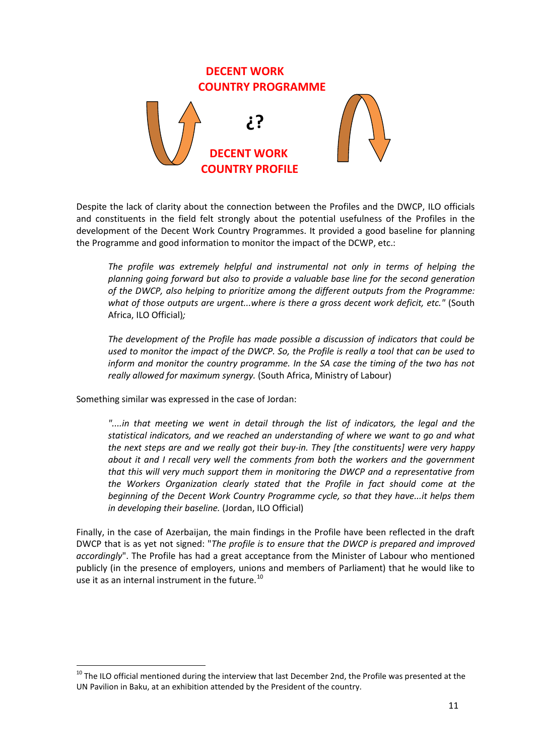**DECENT WORK COUNTRY PROGRAMME**

¿?

**DECENT WORK COUNTRY PROFILE**

Despite the lack of clarity about the connection between the Profiles and the DWCP, ILO officials and constituents in the field felt strongly about the potential usefulness of the Profiles in the development of the Decent Work Country Programmes. It provided a good baseline for planning the Programme and good information to monitor the impact of the DCWP, etc.:

> *The profile was extremely helpful and instrumental not only in terms of helping the planning going forward but also to provide a valuable base line for the second generation of the DWCP, also helping to prioritize among the different outputs from the Programme: what of those outputs are urgent...where is there a gross decent work deficit, etc."* (South Africa, ILO Official)*;*

> *The development of the Profile has made possible a discussion of indicators that could be used to monitor the impact of the DWCP. So, the Profile is really a tool that can be used to inform and monitor the country programme. In the SA case the timing of the two has not really allowed for maximum synergy.* (South Africa, Ministry of Labour)

Something similar was expressed in the case of Jordan:

> *"....in that meeting we went in detail through the list of indicators, the legal and the statistical indicators, and we reached an understanding of where we want to go and what the next steps are and we really got their buy-in. They [the constituents] were very happy about it and I recall very well the comments from both the workers and the government that this will very much support them in monitoring the DWCP and a representative from the Workers Organization clearly stated that the Profile in fact should come at the beginning of the Decent Work Country Programme cycle, so that they have...it helps them in developing their baseline.* (Jordan, ILO Official)

Finally, in the case of Azerbaijan, the main findings in the Profile have been reflected in the draft DWCP that is as yet not signed: "*The profile is to ensure that the DWCP is prepared and improved accordingly*". The Profile has had a great acceptance from the Minister of Labour who mentioned publicly (in the presence of employers, unions and members of Parliament) that he would like to use it as an internal instrument in the future.[10]

[10] The ILO official mentioned during the interview that last December 2nd, the Profile was presented at the UN Pavilion in Baku, at an exhibition attended by the President of the country.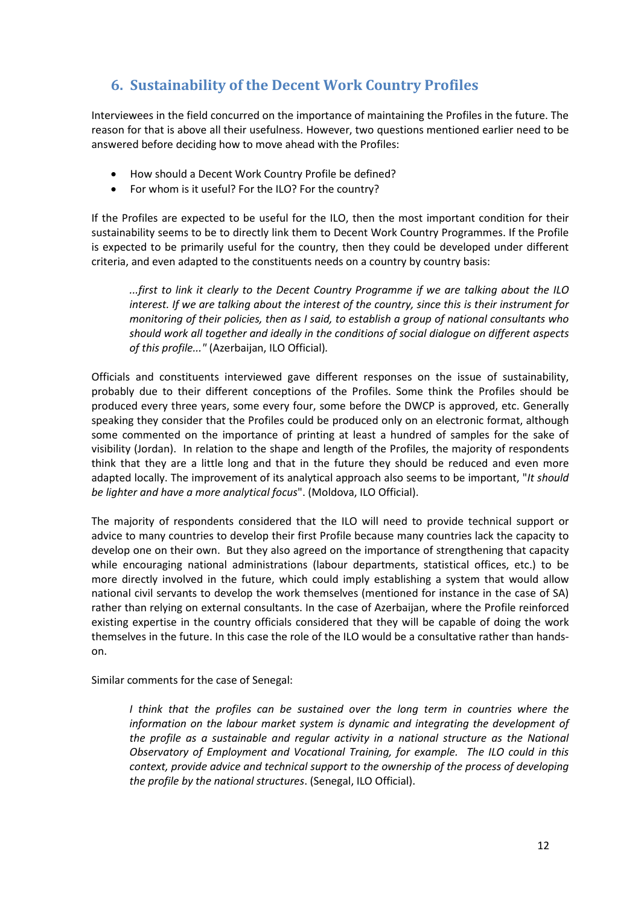## 6. Sustainability of the Decent Work Country Profiles

Interviewees in the field concurred on the importance of maintaining the Profiles in the future. The reason for that is above all their usefulness. However, two questions mentioned earlier need to be answered before deciding how to move ahead with the Profiles:

- How should a Decent Work Country Profile be defined?
- For whom is it useful? For the ILO? For the country?

If the Profiles are expected to be useful for the ILO, then the most important condition for their sustainability seems to be to directly link them to Decent Work Country Programmes. If the Profile is expected to be primarily useful for the country, then they could be developed under different criteria, and even adapted to the constituents needs on a country by country basis:

> *...first to link it clearly to the Decent Country Programme if we are talking about the ILO interest. If we are talking about the interest of the country, since this is their instrument for monitoring of their policies, then as I said, to establish a group of national consultants who should work all together and ideally in the conditions of social dialogue on different aspects of this profile..."* (Azerbaijan, ILO Official).

Officials and constituents interviewed gave different responses on the issue of sustainability, probably due to their different conceptions of the Profiles. Some think the Profiles should be produced every three years, some every four, some before the DWCP is approved, etc. Generally speaking they consider that the Profiles could be produced only on an electronic format, although some commented on the importance of printing at least a hundred of samples for the sake of visibility (Jordan). In relation to the shape and length of the Profiles, the majority of respondents think that they are a little long and that in the future they should be reduced and even more adapted locally. The improvement of its analytical approach also seems to be important, "*It should be lighter and have a more analytical focus*". (Moldova, ILO Official).

The majority of respondents considered that the ILO will need to provide technical support or advice to many countries to develop their first Profile because many countries lack the capacity to develop one on their own. But they also agreed on the importance of strengthening that capacity while encouraging national administrations (labour departments, statistical offices, etc.) to be more directly involved in the future, which could imply establishing a system that would allow national civil servants to develop the work themselves (mentioned for instance in the case of SA) rather than relying on external consultants. In the case of Azerbaijan, where the Profile reinforced existing expertise in the country officials considered that they will be capable of doing the work themselves in the future. In this case the role of the ILO would be a consultative rather than hands-on.

Similar comments for the case of Senegal:

> *I think that the profiles can be sustained over the long term in countries where the information on the labour market system is dynamic and integrating the development of the profile as a sustainable and regular activity in a national structure as the National Observatory of Employment and Vocational Training, for example. The ILO could in this context, provide advice and technical support to the ownership of the process of developing the profile by the national structures*. (Senegal, ILO Official).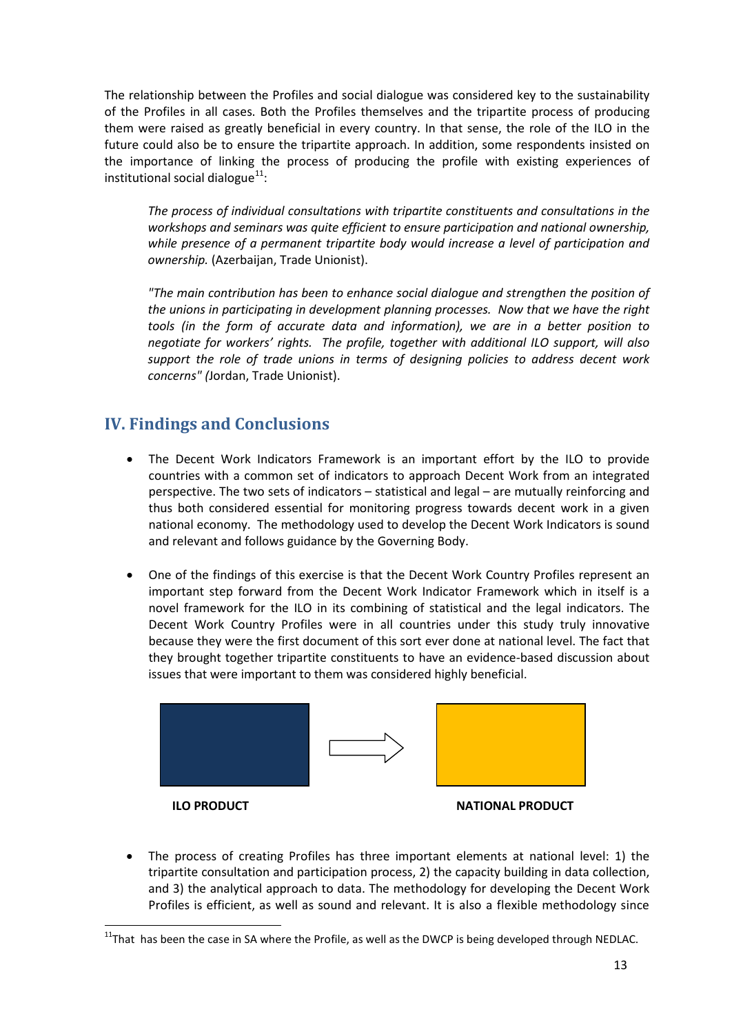The relationship between the Profiles and social dialogue was considered key to the sustainability of the Profiles in all cases. Both the Profiles themselves and the tripartite process of producing them were raised as greatly beneficial in every country. In that sense, the role of the ILO in the future could also be to ensure the tripartite approach. In addition, some respondents insisted on the importance of linking the process of producing the profile with existing experiences of institutional social dialogue[11]:

> *The process of individual consultations with tripartite constituents and consultations in the workshops and seminars was quite efficient to ensure participation and national ownership, while presence of a permanent tripartite body would increase a level of participation and ownership.* (Azerbaijan, Trade Unionist).

> *"The main contribution has been to enhance social dialogue and strengthen the position of the unions in participating in development planning processes. Now that we have the right tools (in the form of accurate data and information), we are in a better position to negotiate for workers' rights. The profile, together with additional ILO support, will also support the role of trade unions in terms of designing policies to address decent work concerns" (*Jordan, Trade Unionist).

## IV. Findings and Conclusions

- The Decent Work Indicators Framework is an important effort by the ILO to provide countries with a common set of indicators to approach Decent Work from an integrated perspective. The two sets of indicators – statistical and legal – are mutually reinforcing and thus both considered essential for monitoring progress towards decent work in a given national economy. The methodology used to develop the Decent Work Indicators is sound and relevant and follows guidance by the Governing Body.

- One of the findings of this exercise is that the Decent Work Country Profiles represent an important step forward from the Decent Work Indicator Framework which in itself is a novel framework for the ILO in its combining of statistical and the legal indicators. The Decent Work Country Profiles were in all countries under this study truly innovative because they were the first document of this sort ever done at national level. The fact that they brought together tripartite constituents to have an evidence-based discussion about issues that were important to them was considered highly beneficial.

**ILO PRODUCT** → **NATIONAL PRODUCT**

- The process of creating Profiles has three important elements at national level: 1) the tripartite consultation and participation process, 2) the capacity building in data collection, and 3) the analytical approach to data. The methodology for developing the Decent Work Profiles is efficient, as well as sound and relevant. It is also a flexible methodology since

[11] That has been the case in SA where the Profile, as well as the DWCP is being developed through NEDLAC.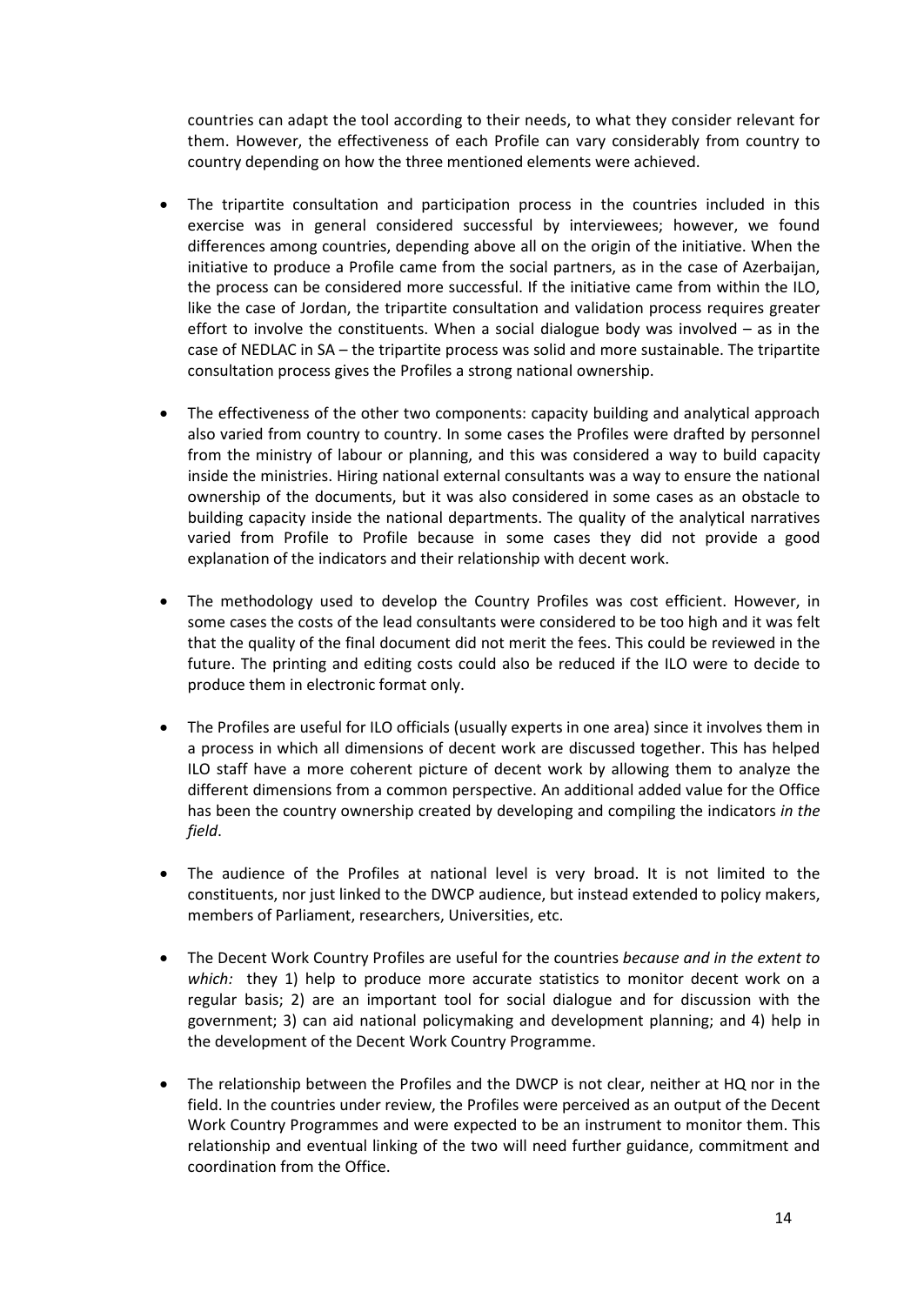countries can adapt the tool according to their needs, to what they consider relevant for them. However, the effectiveness of each Profile can vary considerably from country to country depending on how the three mentioned elements were achieved.

- The tripartite consultation and participation process in the countries included in this exercise was in general considered successful by interviewees; however, we found differences among countries, depending above all on the origin of the initiative. When the initiative to produce a Profile came from the social partners, as in the case of Azerbaijan, the process can be considered more successful. If the initiative came from within the ILO, like the case of Jordan, the tripartite consultation and validation process requires greater effort to involve the constituents. When a social dialogue body was involved – as in the case of NEDLAC in SA – the tripartite process was solid and more sustainable. The tripartite consultation process gives the Profiles a strong national ownership.

- The effectiveness of the other two components: capacity building and analytical approach also varied from country to country. In some cases the Profiles were drafted by personnel from the ministry of labour or planning, and this was considered a way to build capacity inside the ministries. Hiring national external consultants was a way to ensure the national ownership of the documents, but it was also considered in some cases as an obstacle to building capacity inside the national departments. The quality of the analytical narratives varied from Profile to Profile because in some cases they did not provide a good explanation of the indicators and their relationship with decent work.

- The methodology used to develop the Country Profiles was cost efficient. However, in some cases the costs of the lead consultants were considered to be too high and it was felt that the quality of the final document did not merit the fees. This could be reviewed in the future. The printing and editing costs could also be reduced if the ILO were to decide to produce them in electronic format only.

- The Profiles are useful for ILO officials (usually experts in one area) since it involves them in a process in which all dimensions of decent work are discussed together. This has helped ILO staff have a more coherent picture of decent work by allowing them to analyze the different dimensions from a common perspective. An additional added value for the Office has been the country ownership created by developing and compiling the indicators *in the field*.

- The audience of the Profiles at national level is very broad. It is not limited to the constituents, nor just linked to the DWCP audience, but instead extended to policy makers, members of Parliament, researchers, Universities, etc.

- The Decent Work Country Profiles are useful for the countries *because and in the extent to which:* they 1) help to produce more accurate statistics to monitor decent work on a regular basis; 2) are an important tool for social dialogue and for discussion with the government; 3) can aid national policymaking and development planning; and 4) help in the development of the Decent Work Country Programme.

- The relationship between the Profiles and the DWCP is not clear, neither at HQ nor in the field. In the countries under review, the Profiles were perceived as an output of the Decent Work Country Programmes and were expected to be an instrument to monitor them. This relationship and eventual linking of the two will need further guidance, commitment and coordination from the Office.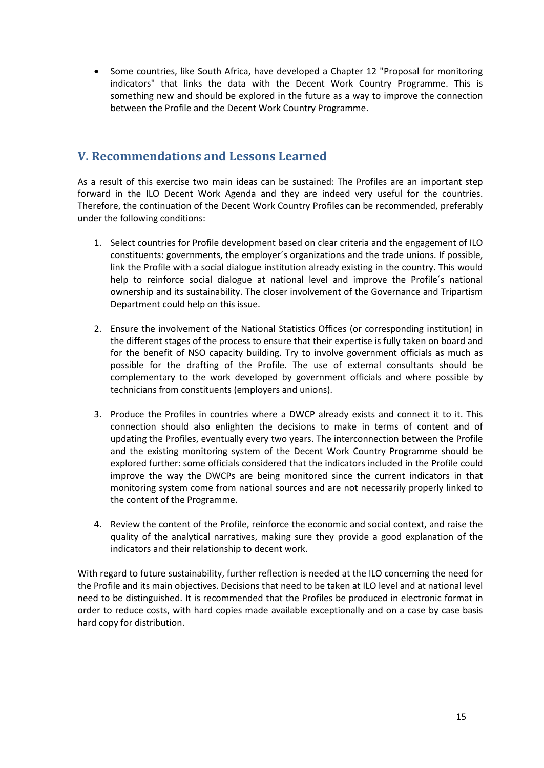- Some countries, like South Africa, have developed a Chapter 12 "Proposal for monitoring indicators" that links the data with the Decent Work Country Programme. This is something new and should be explored in the future as a way to improve the connection between the Profile and the Decent Work Country Programme.

## V. Recommendations and Lessons Learned

As a result of this exercise two main ideas can be sustained: The Profiles are an important step forward in the ILO Decent Work Agenda and they are indeed very useful for the countries. Therefore, the continuation of the Decent Work Country Profiles can be recommended, preferably under the following conditions:

1. Select countries for Profile development based on clear criteria and the engagement of ILO constituents: governments, the employer´s organizations and the trade unions. If possible, link the Profile with a social dialogue institution already existing in the country. This would help to reinforce social dialogue at national level and improve the Profile´s national ownership and its sustainability. The closer involvement of the Governance and Tripartism Department could help on this issue.

2. Ensure the involvement of the National Statistics Offices (or corresponding institution) in the different stages of the process to ensure that their expertise is fully taken on board and for the benefit of NSO capacity building. Try to involve government officials as much as possible for the drafting of the Profile. The use of external consultants should be complementary to the work developed by government officials and where possible by technicians from constituents (employers and unions).

3. Produce the Profiles in countries where a DWCP already exists and connect it to it. This connection should also enlighten the decisions to make in terms of content and of updating the Profiles, eventually every two years. The interconnection between the Profile and the existing monitoring system of the Decent Work Country Programme should be explored further: some officials considered that the indicators included in the Profile could improve the way the DWCPs are being monitored since the current indicators in that monitoring system come from national sources and are not necessarily properly linked to the content of the Programme.

4. Review the content of the Profile, reinforce the economic and social context, and raise the quality of the analytical narratives, making sure they provide a good explanation of the indicators and their relationship to decent work.

With regard to future sustainability, further reflection is needed at the ILO concerning the need for the Profile and its main objectives. Decisions that need to be taken at ILO level and at national level need to be distinguished. It is recommended that the Profiles be produced in electronic format in order to reduce costs, with hard copies made available exceptionally and on a case by case basis hard copy for distribution.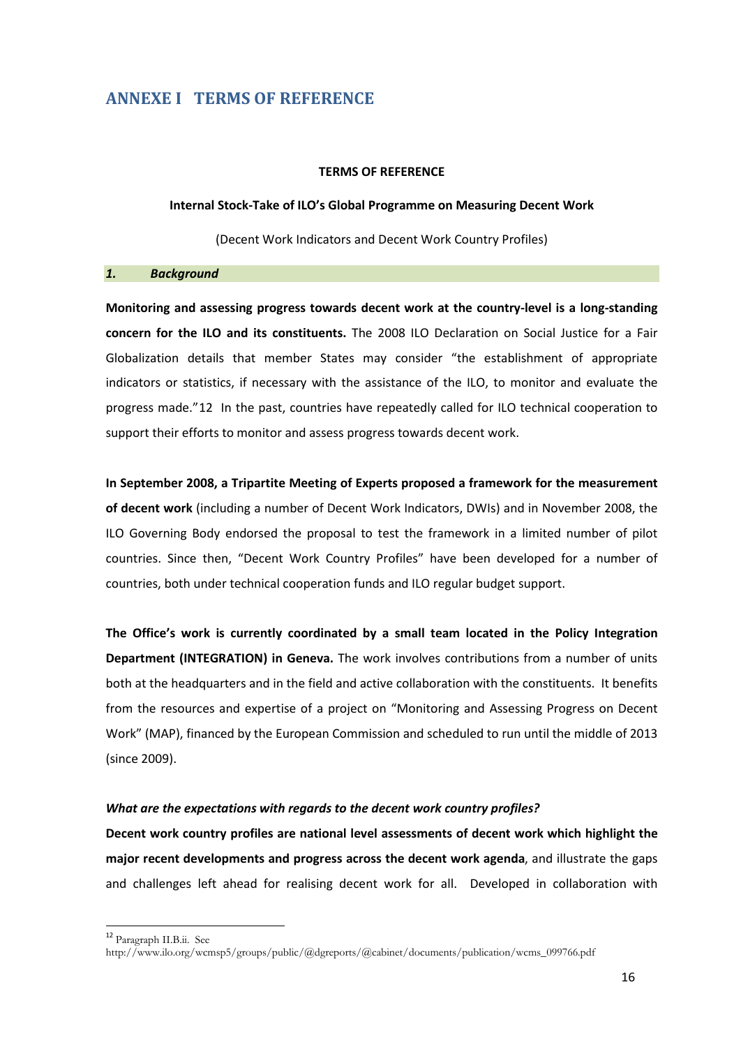# ANNEXE I TERMS OF REFERENCE

**TERMS OF REFERENCE**

**Internal Stock-Take of ILO's Global Programme on Measuring Decent Work**

(Decent Work Indicators and Decent Work Country Profiles)

## *1. Background*

**Monitoring and assessing progress towards decent work at the country-level is a long-standing concern for the ILO and its constituents.** The 2008 ILO Declaration on Social Justice for a Fair Globalization details that member States may consider "the establishment of appropriate indicators or statistics, if necessary with the assistance of the ILO, to monitor and evaluate the progress made."[12] In the past, countries have repeatedly called for ILO technical cooperation to support their efforts to monitor and assess progress towards decent work.

**In September 2008, a Tripartite Meeting of Experts proposed a framework for the measurement of decent work** (including a number of Decent Work Indicators, DWIs) and in November 2008, the ILO Governing Body endorsed the proposal to test the framework in a limited number of pilot countries. Since then, "Decent Work Country Profiles" have been developed for a number of countries, both under technical cooperation funds and ILO regular budget support.

**The Office's work is currently coordinated by a small team located in the Policy Integration Department (INTEGRATION) in Geneva.** The work involves contributions from a number of units both at the headquarters and in the field and active collaboration with the constituents. It benefits from the resources and expertise of a project on "Monitoring and Assessing Progress on Decent Work" (MAP), financed by the European Commission and scheduled to run until the middle of 2013 (since 2009).

***What are the expectations with regards to the decent work country profiles?***

**Decent work country profiles are national level assessments of decent work which highlight the major recent developments and progress across the decent work agenda**, and illustrate the gaps and challenges left ahead for realising decent work for all. Developed in collaboration with

[12] Paragraph II.B.ii. See http://www.ilo.org/wcmsp5/groups/public/@dgreports/@cabinet/documents/publication/wcms_099766.pdf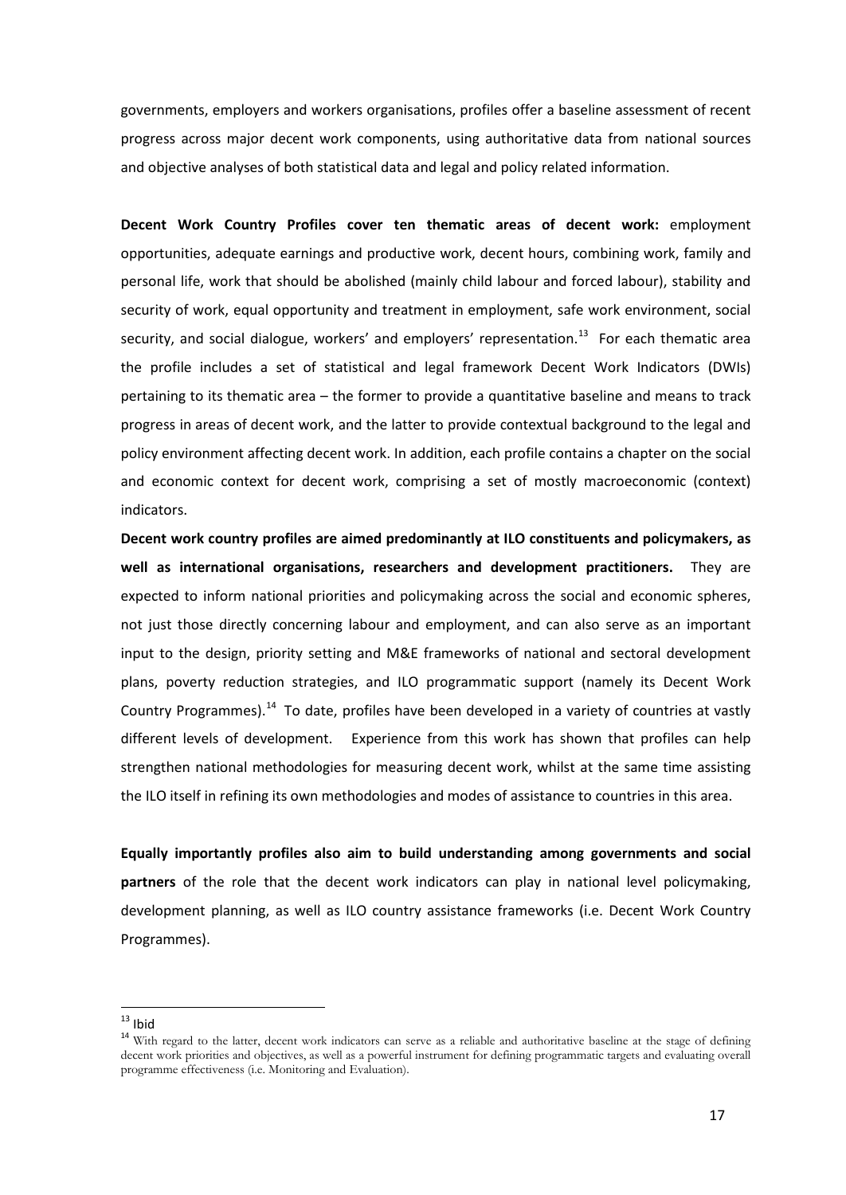governments, employers and workers organisations, profiles offer a baseline assessment of recent progress across major decent work components, using authoritative data from national sources and objective analyses of both statistical data and legal and policy related information.

**Decent Work Country Profiles cover ten thematic areas of decent work:** employment opportunities, adequate earnings and productive work, decent hours, combining work, family and personal life, work that should be abolished (mainly child labour and forced labour), stability and security of work, equal opportunity and treatment in employment, safe work environment, social security, and social dialogue, workers' and employers' representation.[13] For each thematic area the profile includes a set of statistical and legal framework Decent Work Indicators (DWIs) pertaining to its thematic area – the former to provide a quantitative baseline and means to track progress in areas of decent work, and the latter to provide contextual background to the legal and policy environment affecting decent work. In addition, each profile contains a chapter on the social and economic context for decent work, comprising a set of mostly macroeconomic (context) indicators.

**Decent work country profiles are aimed predominantly at ILO constituents and policymakers, as well as international organisations, researchers and development practitioners.** They are expected to inform national priorities and policymaking across the social and economic spheres, not just those directly concerning labour and employment, and can also serve as an important input to the design, priority setting and M&E frameworks of national and sectoral development plans, poverty reduction strategies, and ILO programmatic support (namely its Decent Work Country Programmes).[14] To date, profiles have been developed in a variety of countries at vastly different levels of development. Experience from this work has shown that profiles can help strengthen national methodologies for measuring decent work, whilst at the same time assisting the ILO itself in refining its own methodologies and modes of assistance to countries in this area.

**Equally importantly profiles also aim to build understanding among governments and social partners** of the role that the decent work indicators can play in national level policymaking, development planning, as well as ILO country assistance frameworks (i.e. Decent Work Country Programmes).

[13] Ibid

[14] With regard to the latter, decent work indicators can serve as a reliable and authoritative baseline at the stage of defining decent work priorities and objectives, as well as a powerful instrument for defining programmatic targets and evaluating overall programme effectiveness (i.e. Monitoring and Evaluation).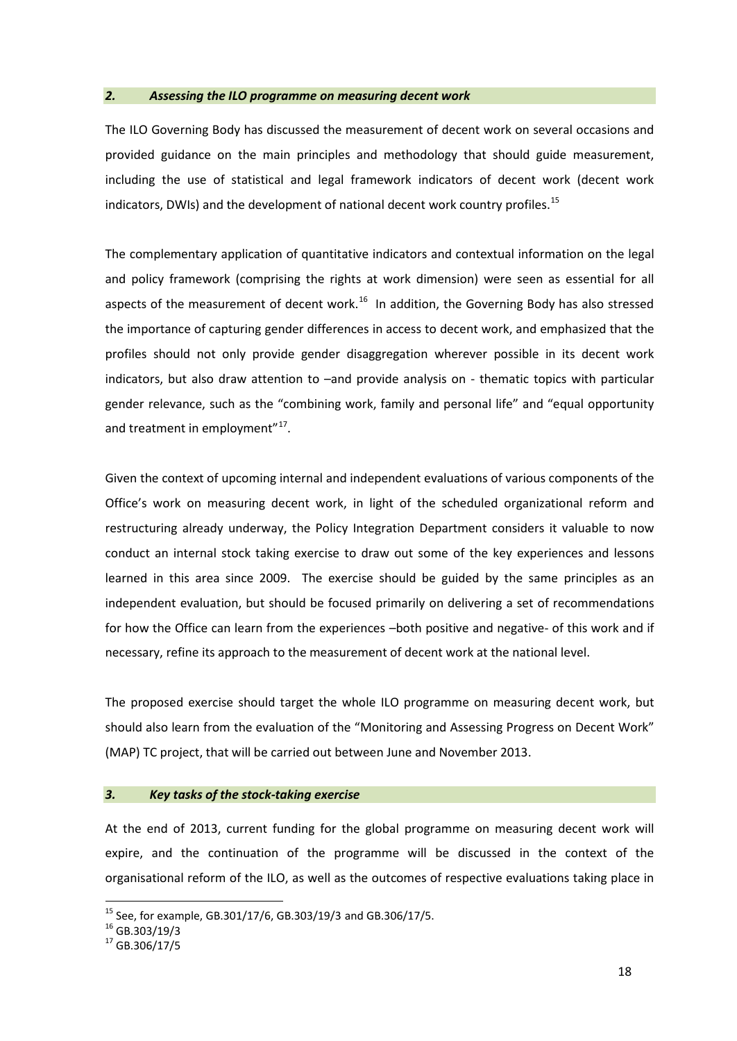## *2. Assessing the ILO programme on measuring decent work*

The ILO Governing Body has discussed the measurement of decent work on several occasions and provided guidance on the main principles and methodology that should guide measurement, including the use of statistical and legal framework indicators of decent work (decent work indicators, DWIs) and the development of national decent work country profiles.[15]

The complementary application of quantitative indicators and contextual information on the legal and policy framework (comprising the rights at work dimension) were seen as essential for all aspects of the measurement of decent work.[16] In addition, the Governing Body has also stressed the importance of capturing gender differences in access to decent work, and emphasized that the profiles should not only provide gender disaggregation wherever possible in its decent work indicators, but also draw attention to –and provide analysis on - thematic topics with particular gender relevance, such as the "combining work, family and personal life" and "equal opportunity and treatment in employment"[17].

Given the context of upcoming internal and independent evaluations of various components of the Office's work on measuring decent work, in light of the scheduled organizational reform and restructuring already underway, the Policy Integration Department considers it valuable to now conduct an internal stock taking exercise to draw out some of the key experiences and lessons learned in this area since 2009. The exercise should be guided by the same principles as an independent evaluation, but should be focused primarily on delivering a set of recommendations for how the Office can learn from the experiences –both positive and negative- of this work and if necessary, refine its approach to the measurement of decent work at the national level.

The proposed exercise should target the whole ILO programme on measuring decent work, but should also learn from the evaluation of the "Monitoring and Assessing Progress on Decent Work" (MAP) TC project, that will be carried out between June and November 2013.

## *3. Key tasks of the stock-taking exercise*

At the end of 2013, current funding for the global programme on measuring decent work will expire, and the continuation of the programme will be discussed in the context of the organisational reform of the ILO, as well as the outcomes of respective evaluations taking place in

---

[15] See, for example, GB.301/17/6, GB.303/19/3 and GB.306/17/5.

[16] GB.303/19/3

[17] GB.306/17/5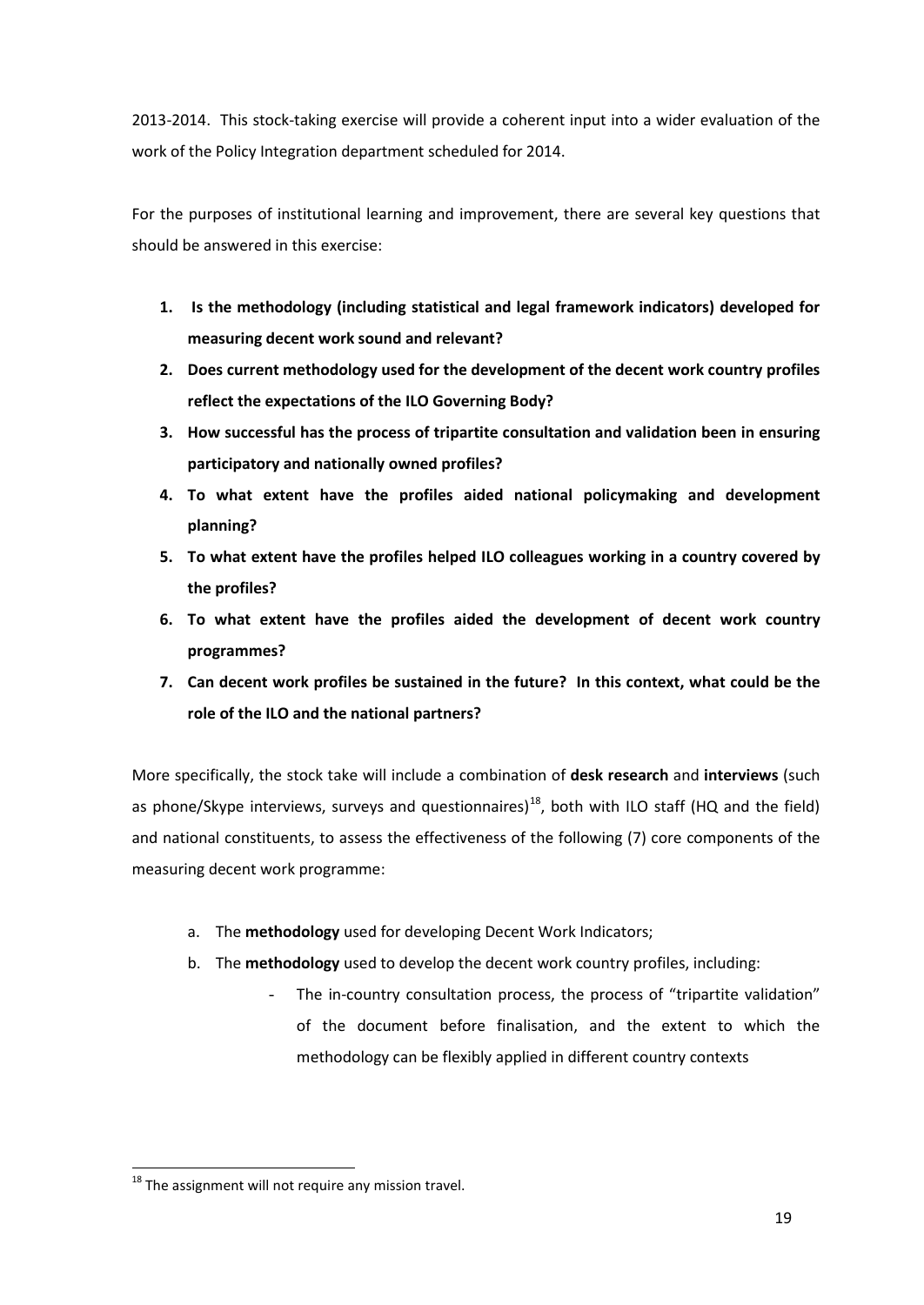2013-2014. This stock-taking exercise will provide a coherent input into a wider evaluation of the work of the Policy Integration department scheduled for 2014.

For the purposes of institutional learning and improvement, there are several key questions that should be answered in this exercise:

1. **Is the methodology (including statistical and legal framework indicators) developed for measuring decent work sound and relevant?**
2. **Does current methodology used for the development of the decent work country profiles reflect the expectations of the ILO Governing Body?**
3. **How successful has the process of tripartite consultation and validation been in ensuring participatory and nationally owned profiles?**
4. **To what extent have the profiles aided national policymaking and development planning?**
5. **To what extent have the profiles helped ILO colleagues working in a country covered by the profiles?**
6. **To what extent have the profiles aided the development of decent work country programmes?**
7. **Can decent work profiles be sustained in the future? In this context, what could be the role of the ILO and the national partners?**

More specifically, the stock take will include a combination of **desk research** and **interviews** (such as phone/Skype interviews, surveys and questionnaires)[18], both with ILO staff (HQ and the field) and national constituents, to assess the effectiveness of the following (7) core components of the measuring decent work programme:

a. The **methodology** used for developing Decent Work Indicators;
b. The **methodology** used to develop the decent work country profiles, including:
   - The in-country consultation process, the process of "tripartite validation" of the document before finalisation, and the extent to which the methodology can be flexibly applied in different country contexts

[18] The assignment will not require any mission travel.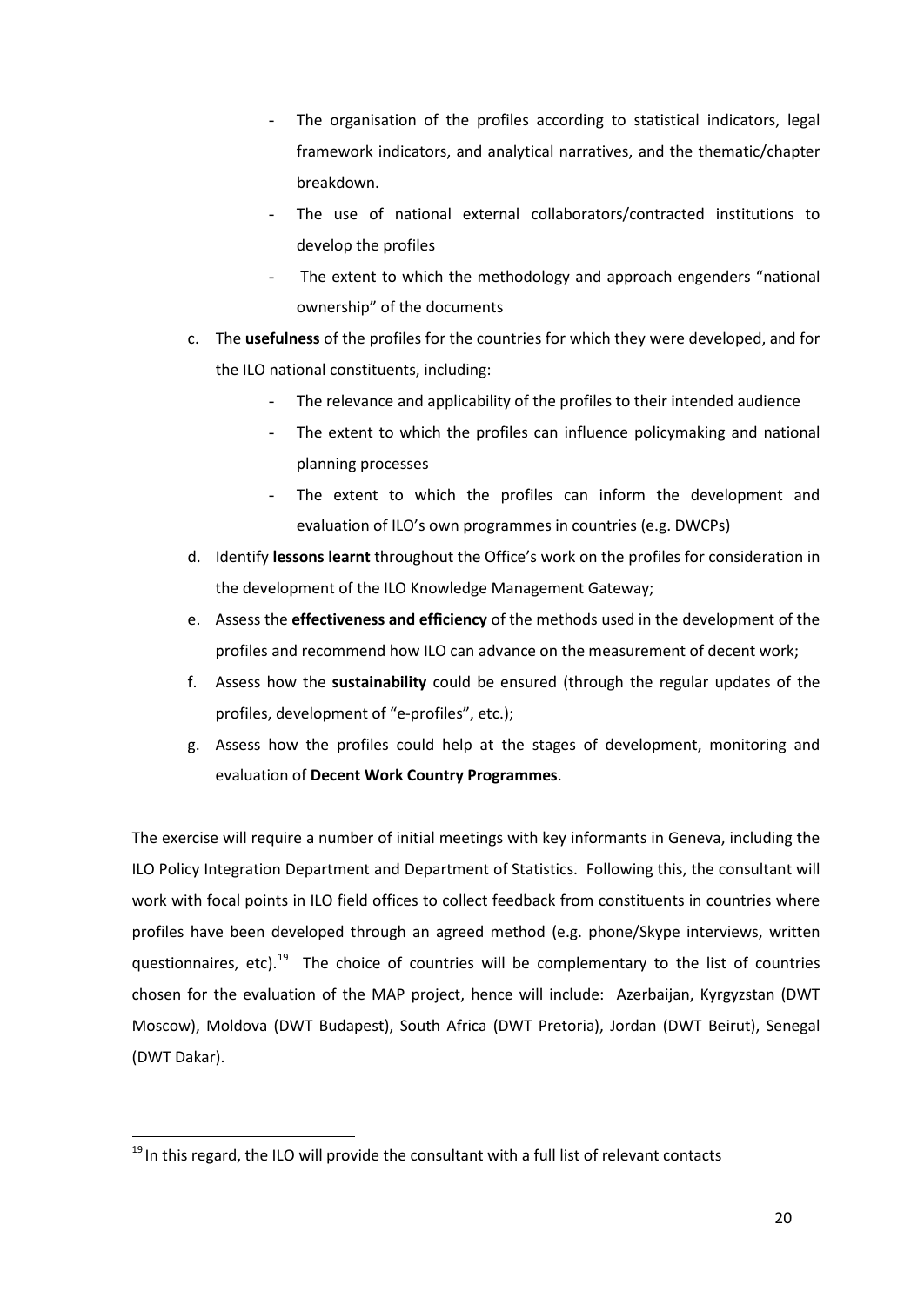- The organisation of the profiles according to statistical indicators, legal framework indicators, and analytical narratives, and the thematic/chapter breakdown.
  - The use of national external collaborators/contracted institutions to develop the profiles
  - The extent to which the methodology and approach engenders "national ownership" of the documents

c. The **usefulness** of the profiles for the countries for which they were developed, and for the ILO national constituents, including:
  - The relevance and applicability of the profiles to their intended audience
  - The extent to which the profiles can influence policymaking and national planning processes
  - The extent to which the profiles can inform the development and evaluation of ILO's own programmes in countries (e.g. DWCPs)

d. Identify **lessons learnt** throughout the Office's work on the profiles for consideration in the development of the ILO Knowledge Management Gateway;

e. Assess the **effectiveness and efficiency** of the methods used in the development of the profiles and recommend how ILO can advance on the measurement of decent work;

f. Assess how the **sustainability** could be ensured (through the regular updates of the profiles, development of "e-profiles", etc.);

g. Assess how the profiles could help at the stages of development, monitoring and evaluation of **Decent Work Country Programmes**.

The exercise will require a number of initial meetings with key informants in Geneva, including the ILO Policy Integration Department and Department of Statistics. Following this, the consultant will work with focal points in ILO field offices to collect feedback from constituents in countries where profiles have been developed through an agreed method (e.g. phone/Skype interviews, written questionnaires, etc).[19] The choice of countries will be complementary to the list of countries chosen for the evaluation of the MAP project, hence will include: Azerbaijan, Kyrgyzstan (DWT Moscow), Moldova (DWT Budapest), South Africa (DWT Pretoria), Jordan (DWT Beirut), Senegal (DWT Dakar).

[19] In this regard, the ILO will provide the consultant with a full list of relevant contacts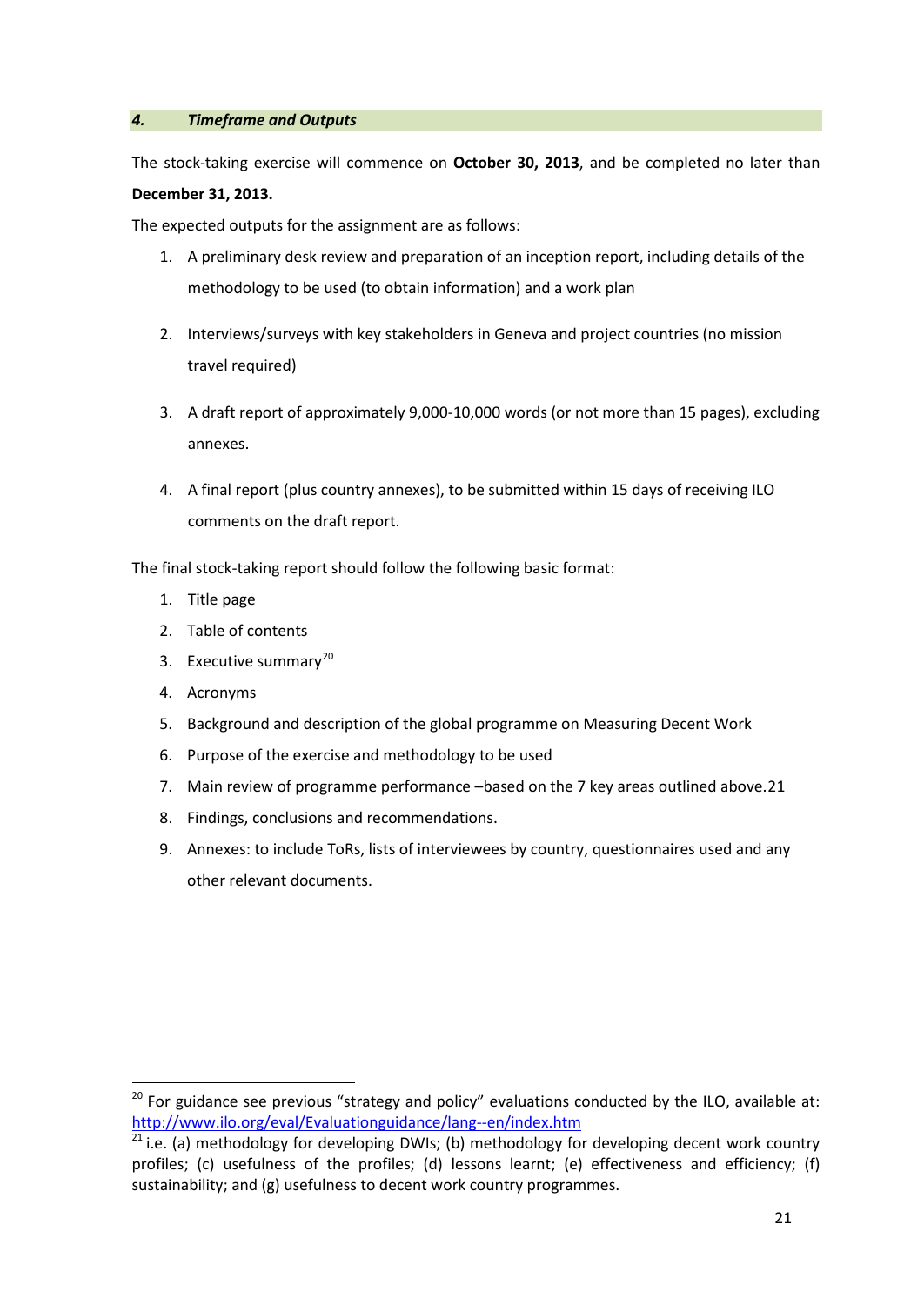## 4. *Timeframe and Outputs*

The stock-taking exercise will commence on **October 30, 2013**, and be completed no later than **December 31, 2013.**

The expected outputs for the assignment are as follows:

1. A preliminary desk review and preparation of an inception report, including details of the methodology to be used (to obtain information) and a work plan

2. Interviews/surveys with key stakeholders in Geneva and project countries (no mission travel required)

3. A draft report of approximately 9,000-10,000 words (or not more than 15 pages), excluding annexes.

4. A final report (plus country annexes), to be submitted within 15 days of receiving ILO comments on the draft report.

The final stock-taking report should follow the following basic format:

1. Title page
2. Table of contents
3. Executive summary[20]
4. Acronyms
5. Background and description of the global programme on Measuring Decent Work
6. Purpose of the exercise and methodology to be used
7. Main review of programme performance –based on the 7 key areas outlined above.21
8. Findings, conclusions and recommendations.
9. Annexes: to include ToRs, lists of interviewees by country, questionnaires used and any other relevant documents.

---

[20] For guidance see previous "strategy and policy" evaluations conducted by the ILO, available at: http://www.ilo.org/eval/Evaluationguidance/lang--en/index.htm

[21] i.e. (a) methodology for developing DWIs; (b) methodology for developing decent work country profiles; (c) usefulness of the profiles; (d) lessons learnt; (e) effectiveness and efficiency; (f) sustainability; and (g) usefulness to decent work country programmes.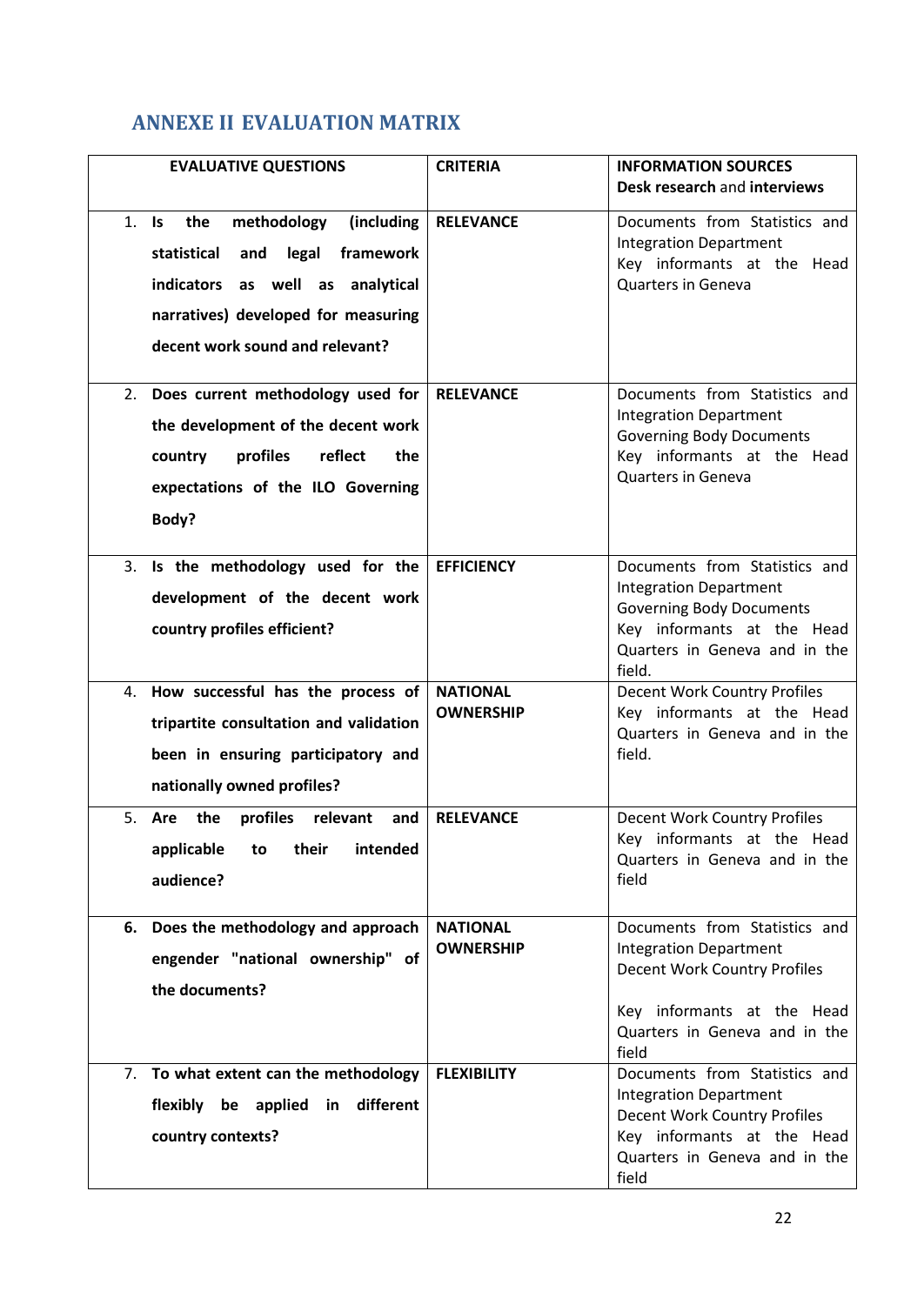## ANNEXE II EVALUATION MATRIX

| **EVALUATIVE QUESTIONS** | **CRITERIA** | **INFORMATION SOURCES** **Desk research** and **interviews** |
|---|---|---|
| **1. Is the methodology (including statistical and legal framework indicators as well as analytical narratives) developed for measuring decent work sound and relevant?** | **RELEVANCE** | Documents from Statistics and Integration Department<br>Key informants at the Head Quarters in Geneva |
| **2. Does current methodology used for the development of the decent work country profiles reflect the expectations of the ILO Governing Body?** | **RELEVANCE** | Documents from Statistics and Integration Department<br>Governing Body Documents<br>Key informants at the Head Quarters in Geneva |
| **3. Is the methodology used for the development of the decent work country profiles efficient?** | **EFFICIENCY** | Documents from Statistics and Integration Department<br>Governing Body Documents<br>Key informants at the Head Quarters in Geneva and in the field. |
| **4. How successful has the process of tripartite consultation and validation been in ensuring participatory and nationally owned profiles?** | **NATIONAL OWNERSHIP** | Decent Work Country Profiles<br>Key informants at the Head Quarters in Geneva and in the field. |
| **5. Are the profiles relevant and applicable to their intended audience?** | **RELEVANCE** | Decent Work Country Profiles<br>Key informants at the Head Quarters in Geneva and in the field |
| **6. Does the methodology and approach engender "national ownership" of the documents?** | **NATIONAL OWNERSHIP** | Documents from Statistics and Integration Department<br>Decent Work Country Profiles<br><br>Key informants at the Head Quarters in Geneva and in the field |
| **7. To what extent can the methodology flexibly be applied in different country contexts?** | **FLEXIBILITY** | Documents from Statistics and Integration Department<br>Decent Work Country Profiles<br>Key informants at the Head Quarters in Geneva and in the field |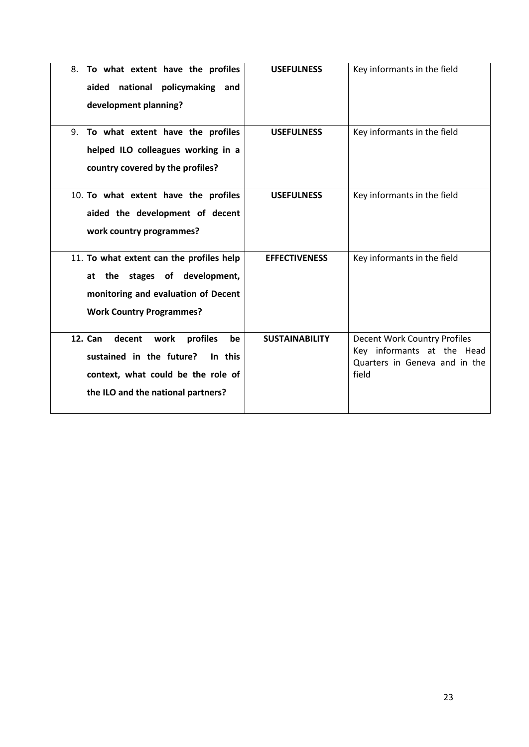| | | |
|---|---|---|
| 8. **To what extent have the profiles aided national policymaking and development planning?** | **USEFULNESS** | Key informants in the field |
| 9. **To what extent have the profiles helped ILO colleagues working in a country covered by the profiles?** | **USEFULNESS** | Key informants in the field |
| 10. **To what extent have the profiles aided the development of decent work country programmes?** | **USEFULNESS** | Key informants in the field |
| 11. **To what extent can the profiles help at the stages of development, monitoring and evaluation of Decent Work Country Programmes?** | **EFFECTIVENESS** | Key informants in the field |
| **12. Can decent work profiles be sustained in the future? In this context, what could be the role of the ILO and the national partners?** | **SUSTAINABILITY** | Decent Work Country Profiles<br>Key informants at the Head Quarters in Geneva and in the field |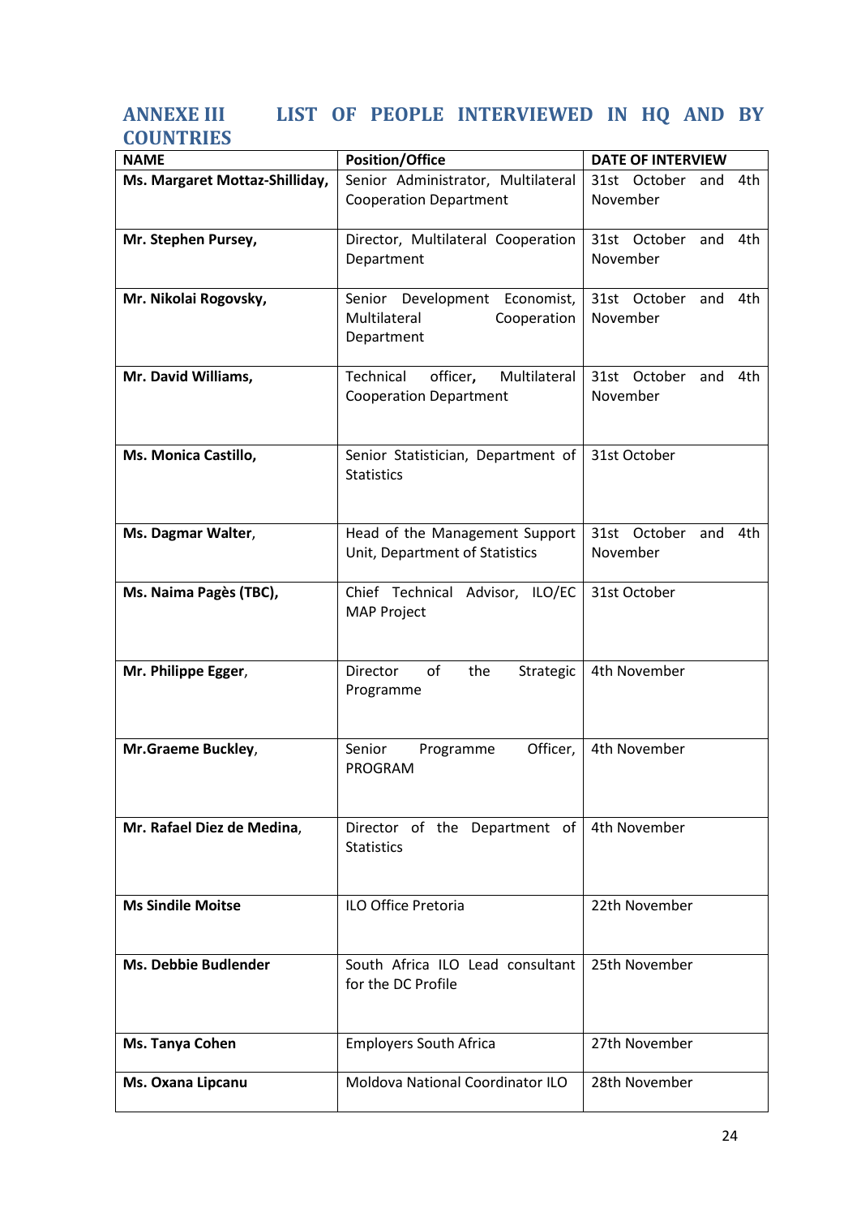## ANNEXE III LIST OF PEOPLE INTERVIEWED IN HQ AND BY COUNTRIES

| NAME | Position/Office | DATE OF INTERVIEW |
|---|---|---|
| **Ms. Margaret Mottaz-Shilliday,** | Senior Administrator, Multilateral Cooperation Department | 31st October and 4th November |
| **Mr. Stephen Pursey,** | Director, Multilateral Cooperation Department | 31st October and 4th November |
| **Mr. Nikolai Rogovsky,** | Senior Development Economist, Multilateral Cooperation Department | 31st October and 4th November |
| **Mr. David Williams,** | Technical officer**,** Multilateral Cooperation Department | 31st October and 4th November |
| **Ms. Monica Castillo,** | Senior Statistician, Department of Statistics | 31st October |
| **Ms. Dagmar Walter**, | Head of the Management Support Unit, Department of Statistics | 31st October and 4th November |
| **Ms. Naima Pagès (TBC),** | Chief Technical Advisor, ILO/EC MAP Project | 31st October |
| **Mr. Philippe Egger**, | Director of the Strategic Programme | 4th November |
| **Mr.Graeme Buckley**, | Senior Programme Officer, PROGRAM | 4th November |
| **Mr. Rafael Diez de Medina**, | Director of the Department of Statistics | 4th November |
| **Ms Sindile Moitse** | ILO Office Pretoria | 22th November |
| **Ms. Debbie Budlender** | South Africa ILO Lead consultant for the DC Profile | 25th November |
| **Ms. Tanya Cohen** | Employers South Africa | 27th November |
| **Ms. Oxana Lipcanu** | Moldova National Coordinator ILO | 28th November |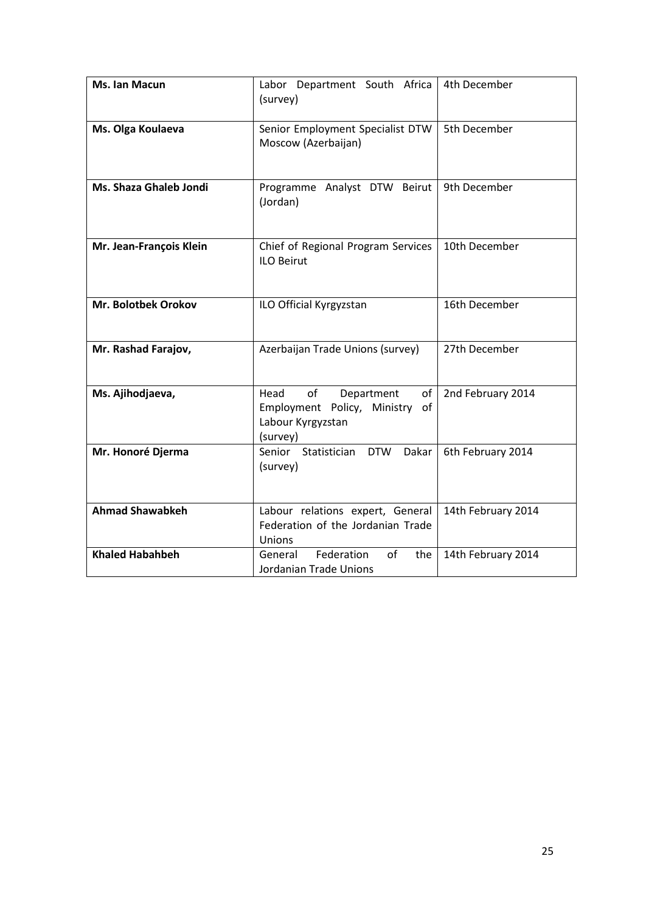| **Ms. Ian Macun** | Labor Department South Africa (survey) | 4th December |
|---|---|---|
| **Ms. Olga Koulaeva** | Senior Employment Specialist DTW Moscow (Azerbaijan) | 5th December |
| **Ms. Shaza Ghaleb Jondi** | Programme Analyst DTW Beirut (Jordan) | 9th December |
| **Mr. Jean-François Klein** | Chief of Regional Program Services ILO Beirut | 10th December |
| **Mr. Bolotbek Orokov** | ILO Official Kyrgyzstan | 16th December |
| **Mr. Rashad Farajov,** | Azerbaijan Trade Unions (survey) | 27th December |
| **Ms. Ajihodjaeva,** | Head of Department of Employment Policy, Ministry of Labour Kyrgyzstan (survey) | 2nd February 2014 |
| **Mr. Honoré Djerma** | Senior Statistician DTW Dakar (survey) | 6th February 2014 |
| **Ahmad Shawabkeh** | Labour relations expert, General Federation of the Jordanian Trade Unions | 14th February 2014 |
| **Khaled Habahbeh** | General Federation of the Jordanian Trade Unions | 14th February 2014 |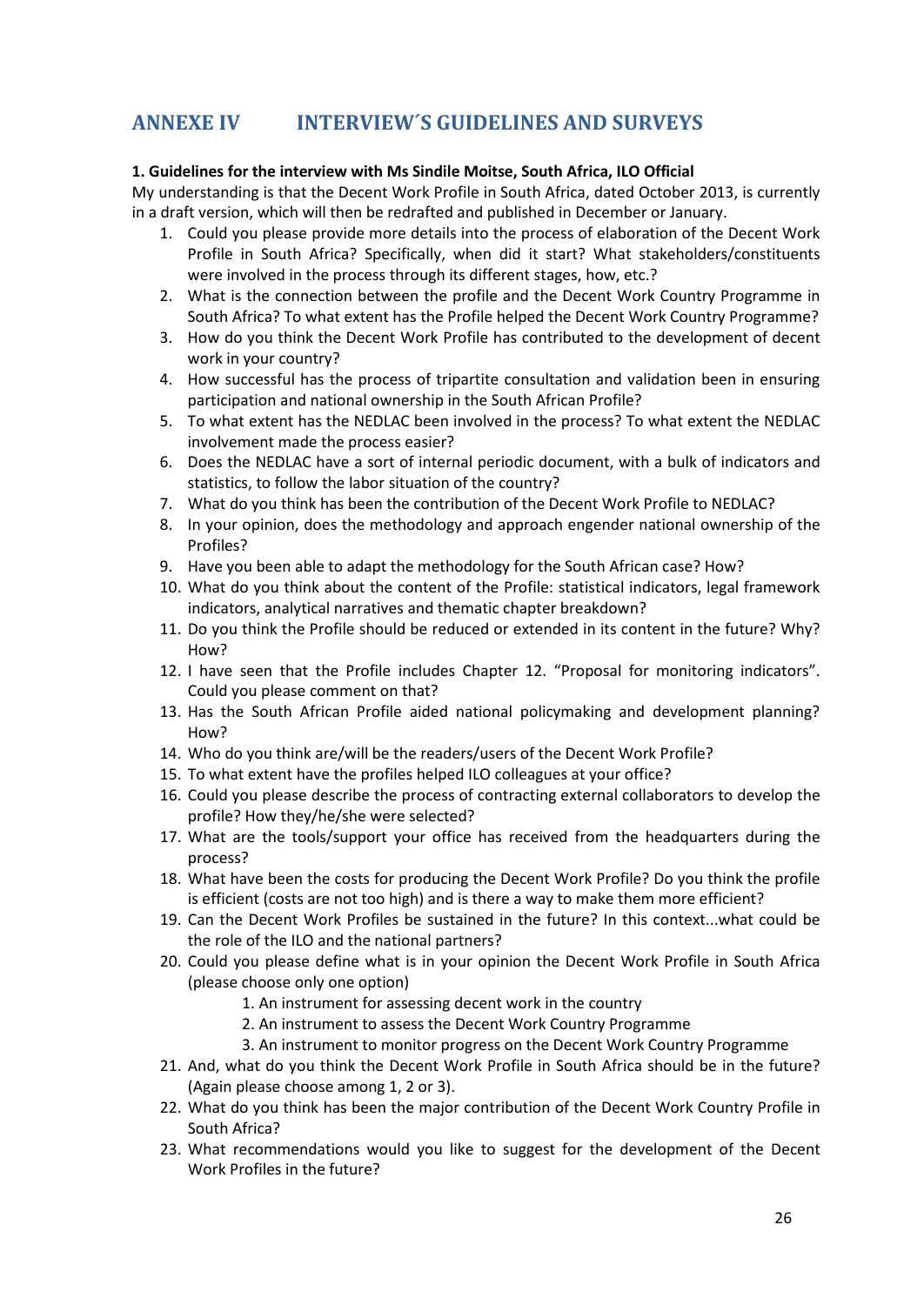# ANNEXE IV INTERVIEW´S GUIDELINES AND SURVEYS

**1. Guidelines for the interview with Ms Sindile Moitse, South Africa, ILO Official**

My understanding is that the Decent Work Profile in South Africa, dated October 2013, is currently in a draft version, which will then be redrafted and published in December or January.

1. Could you please provide more details into the process of elaboration of the Decent Work Profile in South Africa? Specifically, when did it start? What stakeholders/constituents were involved in the process through its different stages, how, etc.?
2. What is the connection between the profile and the Decent Work Country Programme in South Africa? To what extent has the Profile helped the Decent Work Country Programme?
3. How do you think the Decent Work Profile has contributed to the development of decent work in your country?
4. How successful has the process of tripartite consultation and validation been in ensuring participation and national ownership in the South African Profile?
5. To what extent has the NEDLAC been involved in the process? To what extent the NEDLAC involvement made the process easier?
6. Does the NEDLAC have a sort of internal periodic document, with a bulk of indicators and statistics, to follow the labor situation of the country?
7. What do you think has been the contribution of the Decent Work Profile to NEDLAC?
8. In your opinion, does the methodology and approach engender national ownership of the Profiles?
9. Have you been able to adapt the methodology for the South African case? How?
10. What do you think about the content of the Profile: statistical indicators, legal framework indicators, analytical narratives and thematic chapter breakdown?
11. Do you think the Profile should be reduced or extended in its content in the future? Why? How?
12. I have seen that the Profile includes Chapter 12. "Proposal for monitoring indicators". Could you please comment on that?
13. Has the South African Profile aided national policymaking and development planning? How?
14. Who do you think are/will be the readers/users of the Decent Work Profile?
15. To what extent have the profiles helped ILO colleagues at your office?
16. Could you please describe the process of contracting external collaborators to develop the profile? How they/he/she were selected?
17. What are the tools/support your office has received from the headquarters during the process?
18. What have been the costs for producing the Decent Work Profile? Do you think the profile is efficient (costs are not too high) and is there a way to make them more efficient?
19. Can the Decent Work Profiles be sustained in the future? In this context...what could be the role of the ILO and the national partners?
20. Could you please define what is in your opinion the Decent Work Profile in South Africa (please choose only one option)
    1. An instrument for assessing decent work in the country
    2. An instrument to assess the Decent Work Country Programme
    3. An instrument to monitor progress on the Decent Work Country Programme
21. And, what do you think the Decent Work Profile in South Africa should be in the future? (Again please choose among 1, 2 or 3).
22. What do you think has been the major contribution of the Decent Work Country Profile in South Africa?
23. What recommendations would you like to suggest for the development of the Decent Work Profiles in the future?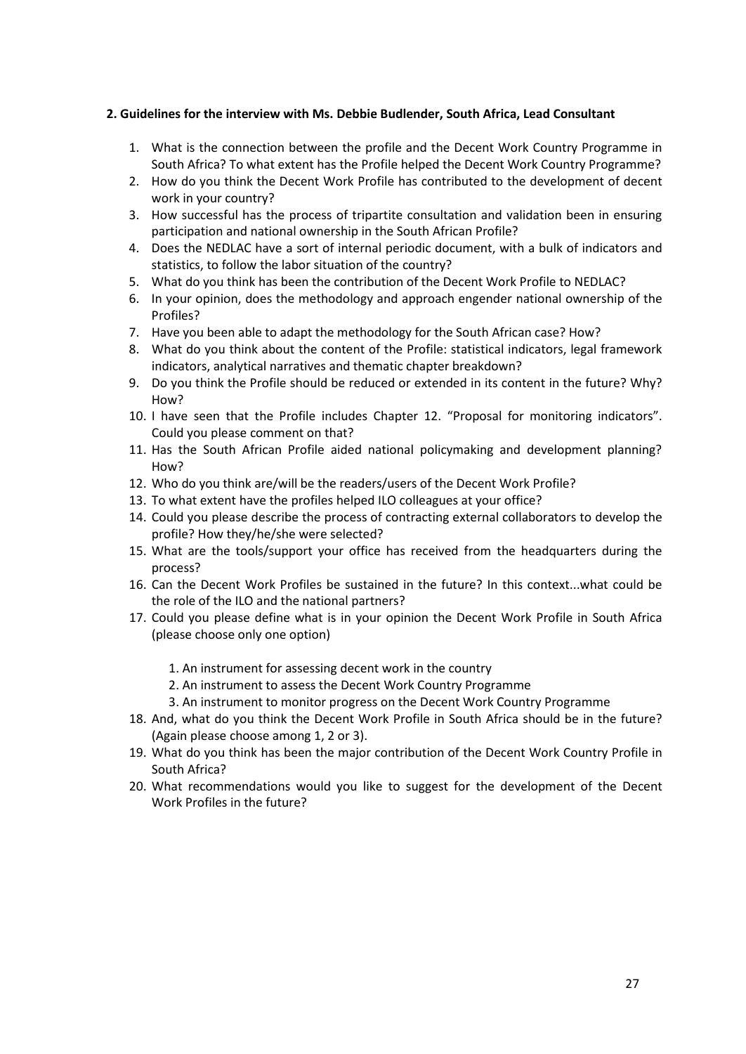**2. Guidelines for the interview with Ms. Debbie Budlender, South Africa, Lead Consultant**

1. What is the connection between the profile and the Decent Work Country Programme in South Africa? To what extent has the Profile helped the Decent Work Country Programme?
2. How do you think the Decent Work Profile has contributed to the development of decent work in your country?
3. How successful has the process of tripartite consultation and validation been in ensuring participation and national ownership in the South African Profile?
4. Does the NEDLAC have a sort of internal periodic document, with a bulk of indicators and statistics, to follow the labor situation of the country?
5. What do you think has been the contribution of the Decent Work Profile to NEDLAC?
6. In your opinion, does the methodology and approach engender national ownership of the Profiles?
7. Have you been able to adapt the methodology for the South African case? How?
8. What do you think about the content of the Profile: statistical indicators, legal framework indicators, analytical narratives and thematic chapter breakdown?
9. Do you think the Profile should be reduced or extended in its content in the future? Why? How?
10. I have seen that the Profile includes Chapter 12. "Proposal for monitoring indicators". Could you please comment on that?
11. Has the South African Profile aided national policymaking and development planning? How?
12. Who do you think are/will be the readers/users of the Decent Work Profile?
13. To what extent have the profiles helped ILO colleagues at your office?
14. Could you please describe the process of contracting external collaborators to develop the profile? How they/he/she were selected?
15. What are the tools/support your office has received from the headquarters during the process?
16. Can the Decent Work Profiles be sustained in the future? In this context...what could be the role of the ILO and the national partners?
17. Could you please define what is in your opinion the Decent Work Profile in South Africa (please choose only one option)

    1. An instrument for assessing decent work in the country
    2. An instrument to assess the Decent Work Country Programme
    3. An instrument to monitor progress on the Decent Work Country Programme

18. And, what do you think the Decent Work Profile in South Africa should be in the future? (Again please choose among 1, 2 or 3).
19. What do you think has been the major contribution of the Decent Work Country Profile in South Africa?
20. What recommendations would you like to suggest for the development of the Decent Work Profiles in the future?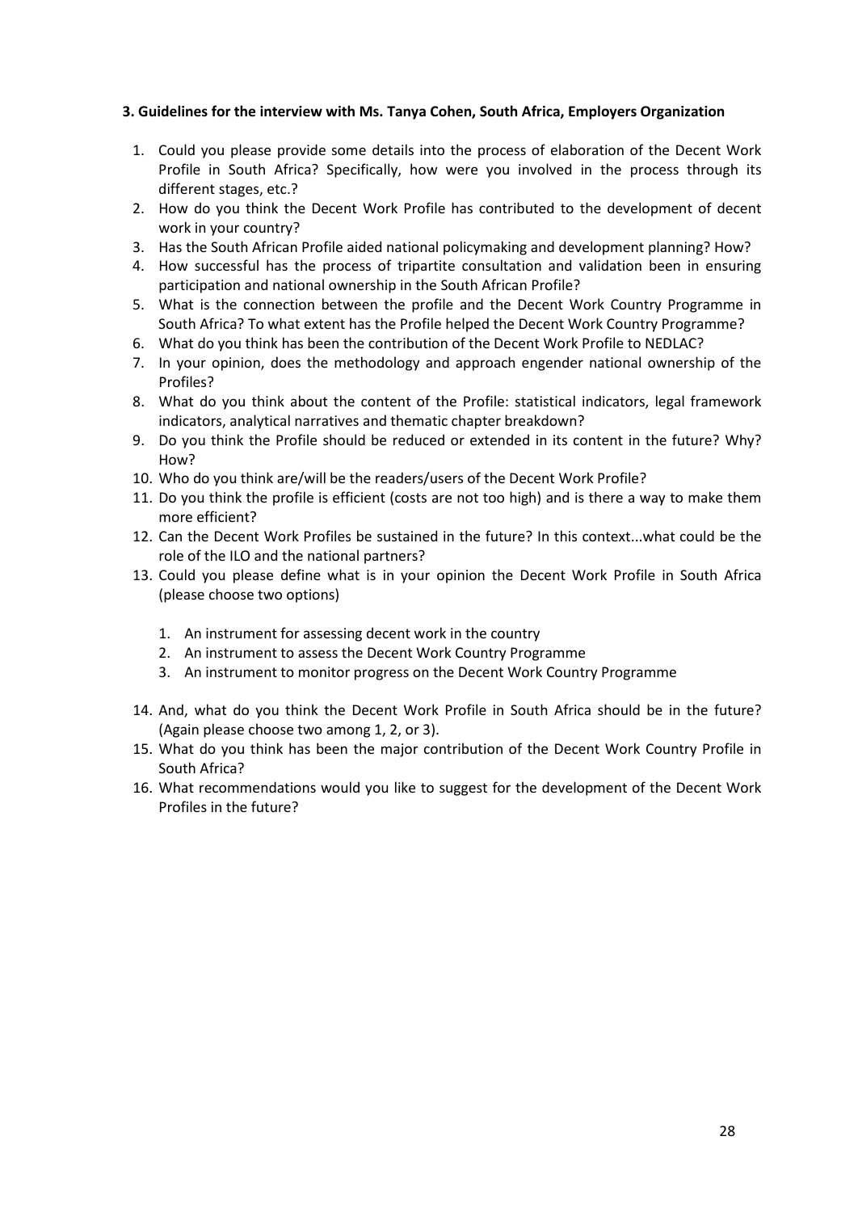### 3. Guidelines for the interview with Ms. Tanya Cohen, South Africa, Employers Organization

1. Could you please provide some details into the process of elaboration of the Decent Work Profile in South Africa? Specifically, how were you involved in the process through its different stages, etc.?
2. How do you think the Decent Work Profile has contributed to the development of decent work in your country?
3. Has the South African Profile aided national policymaking and development planning? How?
4. How successful has the process of tripartite consultation and validation been in ensuring participation and national ownership in the South African Profile?
5. What is the connection between the profile and the Decent Work Country Programme in South Africa? To what extent has the Profile helped the Decent Work Country Programme?
6. What do you think has been the contribution of the Decent Work Profile to NEDLAC?
7. In your opinion, does the methodology and approach engender national ownership of the Profiles?
8. What do you think about the content of the Profile: statistical indicators, legal framework indicators, analytical narratives and thematic chapter breakdown?
9. Do you think the Profile should be reduced or extended in its content in the future? Why? How?
10. Who do you think are/will be the readers/users of the Decent Work Profile?
11. Do you think the profile is efficient (costs are not too high) and is there a way to make them more efficient?
12. Can the Decent Work Profiles be sustained in the future? In this context...what could be the role of the ILO and the national partners?
13. Could you please define what is in your opinion the Decent Work Profile in South Africa (please choose two options)

    1. An instrument for assessing decent work in the country
    2. An instrument to assess the Decent Work Country Programme
    3. An instrument to monitor progress on the Decent Work Country Programme

14. And, what do you think the Decent Work Profile in South Africa should be in the future? (Again please choose two among 1, 2, or 3).
15. What do you think has been the major contribution of the Decent Work Country Profile in South Africa?
16. What recommendations would you like to suggest for the development of the Decent Work Profiles in the future?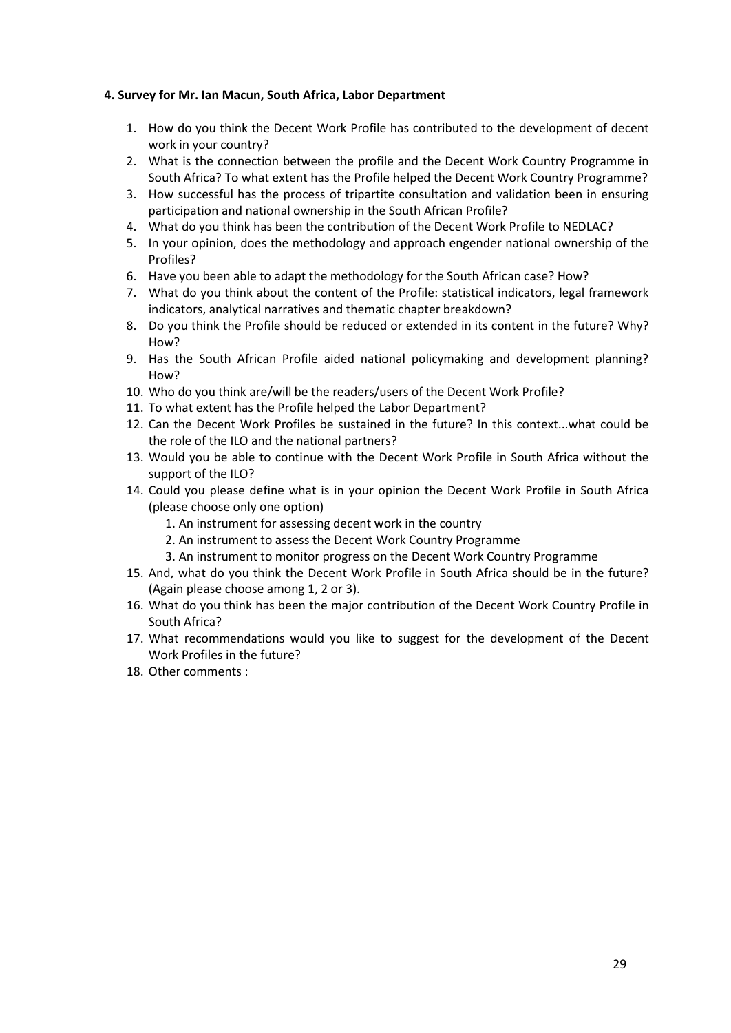**4. Survey for Mr. Ian Macun, South Africa, Labor Department**

1. How do you think the Decent Work Profile has contributed to the development of decent work in your country?
2. What is the connection between the profile and the Decent Work Country Programme in South Africa? To what extent has the Profile helped the Decent Work Country Programme?
3. How successful has the process of tripartite consultation and validation been in ensuring participation and national ownership in the South African Profile?
4. What do you think has been the contribution of the Decent Work Profile to NEDLAC?
5. In your opinion, does the methodology and approach engender national ownership of the Profiles?
6. Have you been able to adapt the methodology for the South African case? How?
7. What do you think about the content of the Profile: statistical indicators, legal framework indicators, analytical narratives and thematic chapter breakdown?
8. Do you think the Profile should be reduced or extended in its content in the future? Why? How?
9. Has the South African Profile aided national policymaking and development planning? How?
10. Who do you think are/will be the readers/users of the Decent Work Profile?
11. To what extent has the Profile helped the Labor Department?
12. Can the Decent Work Profiles be sustained in the future? In this context...what could be the role of the ILO and the national partners?
13. Would you be able to continue with the Decent Work Profile in South Africa without the support of the ILO?
14. Could you please define what is in your opinion the Decent Work Profile in South Africa (please choose only one option)
    1. An instrument for assessing decent work in the country
    2. An instrument to assess the Decent Work Country Programme
    3. An instrument to monitor progress on the Decent Work Country Programme
15. And, what do you think the Decent Work Profile in South Africa should be in the future? (Again please choose among 1, 2 or 3).
16. What do you think has been the major contribution of the Decent Work Country Profile in South Africa?
17. What recommendations would you like to suggest for the development of the Decent Work Profiles in the future?
18. Other comments :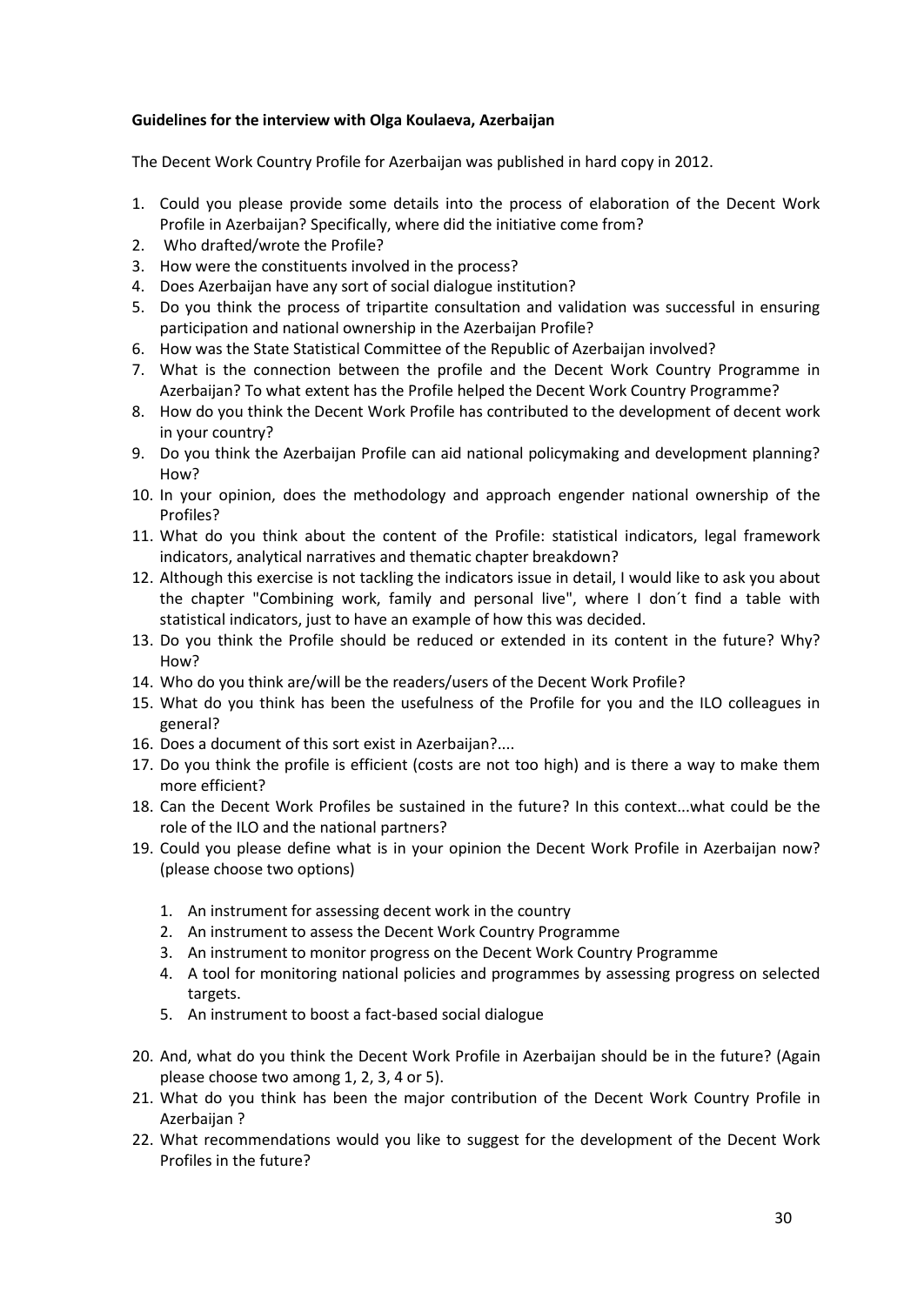**Guidelines for the interview with Olga Koulaeva, Azerbaijan**

The Decent Work Country Profile for Azerbaijan was published in hard copy in 2012.

1. Could you please provide some details into the process of elaboration of the Decent Work Profile in Azerbaijan? Specifically, where did the initiative come from?
2. Who drafted/wrote the Profile?
3. How were the constituents involved in the process?
4. Does Azerbaijan have any sort of social dialogue institution?
5. Do you think the process of tripartite consultation and validation was successful in ensuring participation and national ownership in the Azerbaijan Profile?
6. How was the State Statistical Committee of the Republic of Azerbaijan involved?
7. What is the connection between the profile and the Decent Work Country Programme in Azerbaijan? To what extent has the Profile helped the Decent Work Country Programme?
8. How do you think the Decent Work Profile has contributed to the development of decent work in your country?
9. Do you think the Azerbaijan Profile can aid national policymaking and development planning? How?
10. In your opinion, does the methodology and approach engender national ownership of the Profiles?
11. What do you think about the content of the Profile: statistical indicators, legal framework indicators, analytical narratives and thematic chapter breakdown?
12. Although this exercise is not tackling the indicators issue in detail, I would like to ask you about the chapter "Combining work, family and personal live", where I don´t find a table with statistical indicators, just to have an example of how this was decided.
13. Do you think the Profile should be reduced or extended in its content in the future? Why? How?
14. Who do you think are/will be the readers/users of the Decent Work Profile?
15. What do you think has been the usefulness of the Profile for you and the ILO colleagues in general?
16. Does a document of this sort exist in Azerbaijan?....
17. Do you think the profile is efficient (costs are not too high) and is there a way to make them more efficient?
18. Can the Decent Work Profiles be sustained in the future? In this context...what could be the role of the ILO and the national partners?
19. Could you please define what is in your opinion the Decent Work Profile in Azerbaijan now? (please choose two options)

    1. An instrument for assessing decent work in the country
    2. An instrument to assess the Decent Work Country Programme
    3. An instrument to monitor progress on the Decent Work Country Programme
    4. A tool for monitoring national policies and programmes by assessing progress on selected targets.
    5. An instrument to boost a fact-based social dialogue

20. And, what do you think the Decent Work Profile in Azerbaijan should be in the future? (Again please choose two among 1, 2, 3, 4 or 5).
21. What do you think has been the major contribution of the Decent Work Country Profile in Azerbaijan ?
22. What recommendations would you like to suggest for the development of the Decent Work Profiles in the future?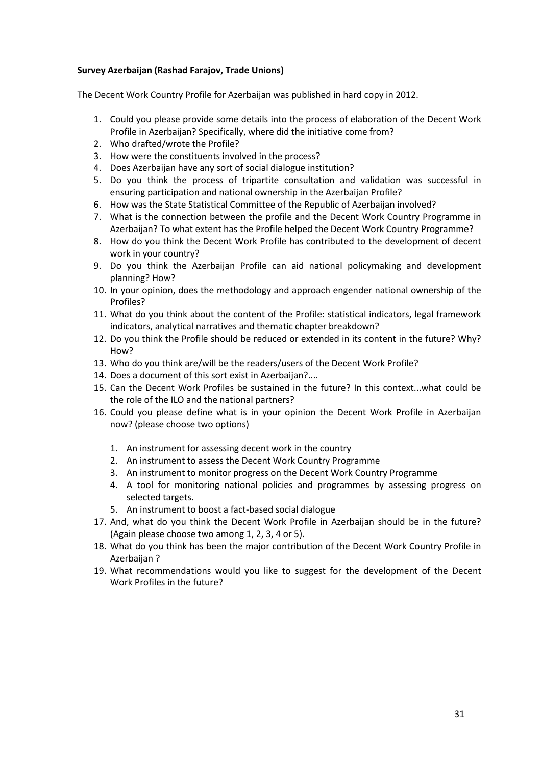**Survey Azerbaijan (Rashad Farajov, Trade Unions)**

The Decent Work Country Profile for Azerbaijan was published in hard copy in 2012.

1. Could you please provide some details into the process of elaboration of the Decent Work Profile in Azerbaijan? Specifically, where did the initiative come from?
2. Who drafted/wrote the Profile?
3. How were the constituents involved in the process?
4. Does Azerbaijan have any sort of social dialogue institution?
5. Do you think the process of tripartite consultation and validation was successful in ensuring participation and national ownership in the Azerbaijan Profile?
6. How was the State Statistical Committee of the Republic of Azerbaijan involved?
7. What is the connection between the profile and the Decent Work Country Programme in Azerbaijan? To what extent has the Profile helped the Decent Work Country Programme?
8. How do you think the Decent Work Profile has contributed to the development of decent work in your country?
9. Do you think the Azerbaijan Profile can aid national policymaking and development planning? How?
10. In your opinion, does the methodology and approach engender national ownership of the Profiles?
11. What do you think about the content of the Profile: statistical indicators, legal framework indicators, analytical narratives and thematic chapter breakdown?
12. Do you think the Profile should be reduced or extended in its content in the future? Why? How?
13. Who do you think are/will be the readers/users of the Decent Work Profile?
14. Does a document of this sort exist in Azerbaijan?....
15. Can the Decent Work Profiles be sustained in the future? In this context...what could be the role of the ILO and the national partners?
16. Could you please define what is in your opinion the Decent Work Profile in Azerbaijan now? (please choose two options)
    1. An instrument for assessing decent work in the country
    2. An instrument to assess the Decent Work Country Programme
    3. An instrument to monitor progress on the Decent Work Country Programme
    4. A tool for monitoring national policies and programmes by assessing progress on selected targets.
    5. An instrument to boost a fact-based social dialogue
17. And, what do you think the Decent Work Profile in Azerbaijan should be in the future? (Again please choose two among 1, 2, 3, 4 or 5).
18. What do you think has been the major contribution of the Decent Work Country Profile in Azerbaijan ?
19. What recommendations would you like to suggest for the development of the Decent Work Profiles in the future?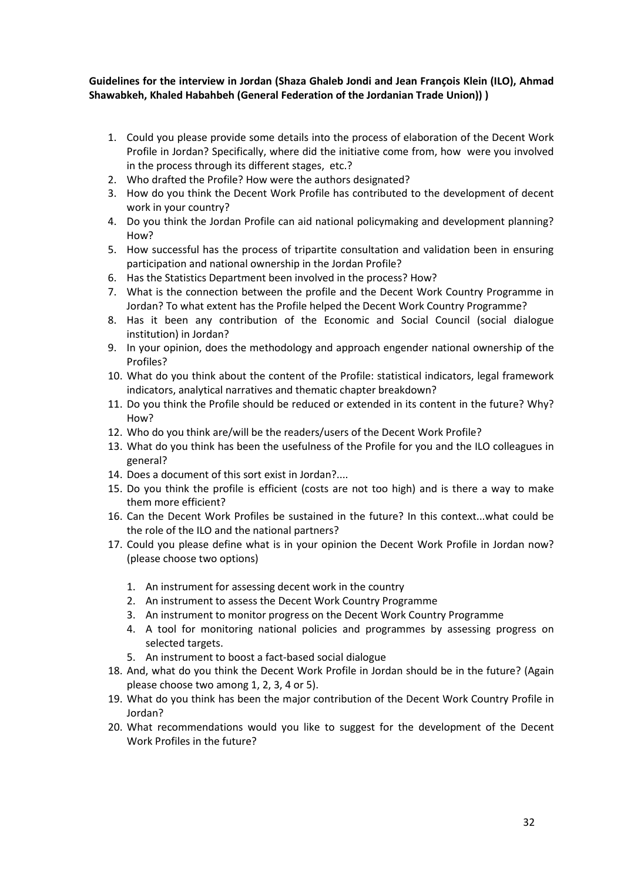**Guidelines for the interview in Jordan (Shaza Ghaleb Jondi and Jean François Klein (ILO), Ahmad Shawabkeh, Khaled Habahbeh (General Federation of the Jordanian Trade Union)) )**

1. Could you please provide some details into the process of elaboration of the Decent Work Profile in Jordan? Specifically, where did the initiative come from, how were you involved in the process through its different stages, etc.?
2. Who drafted the Profile? How were the authors designated?
3. How do you think the Decent Work Profile has contributed to the development of decent work in your country?
4. Do you think the Jordan Profile can aid national policymaking and development planning? How?
5. How successful has the process of tripartite consultation and validation been in ensuring participation and national ownership in the Jordan Profile?
6. Has the Statistics Department been involved in the process? How?
7. What is the connection between the profile and the Decent Work Country Programme in Jordan? To what extent has the Profile helped the Decent Work Country Programme?
8. Has it been any contribution of the Economic and Social Council (social dialogue institution) in Jordan?
9. In your opinion, does the methodology and approach engender national ownership of the Profiles?
10. What do you think about the content of the Profile: statistical indicators, legal framework indicators, analytical narratives and thematic chapter breakdown?
11. Do you think the Profile should be reduced or extended in its content in the future? Why? How?
12. Who do you think are/will be the readers/users of the Decent Work Profile?
13. What do you think has been the usefulness of the Profile for you and the ILO colleagues in general?
14. Does a document of this sort exist in Jordan?....
15. Do you think the profile is efficient (costs are not too high) and is there a way to make them more efficient?
16. Can the Decent Work Profiles be sustained in the future? In this context...what could be the role of the ILO and the national partners?
17. Could you please define what is in your opinion the Decent Work Profile in Jordan now? (please choose two options)
    1. An instrument for assessing decent work in the country
    2. An instrument to assess the Decent Work Country Programme
    3. An instrument to monitor progress on the Decent Work Country Programme
    4. A tool for monitoring national policies and programmes by assessing progress on selected targets.
    5. An instrument to boost a fact-based social dialogue
18. And, what do you think the Decent Work Profile in Jordan should be in the future? (Again please choose two among 1, 2, 3, 4 or 5).
19. What do you think has been the major contribution of the Decent Work Country Profile in Jordan?
20. What recommendations would you like to suggest for the development of the Decent Work Profiles in the future?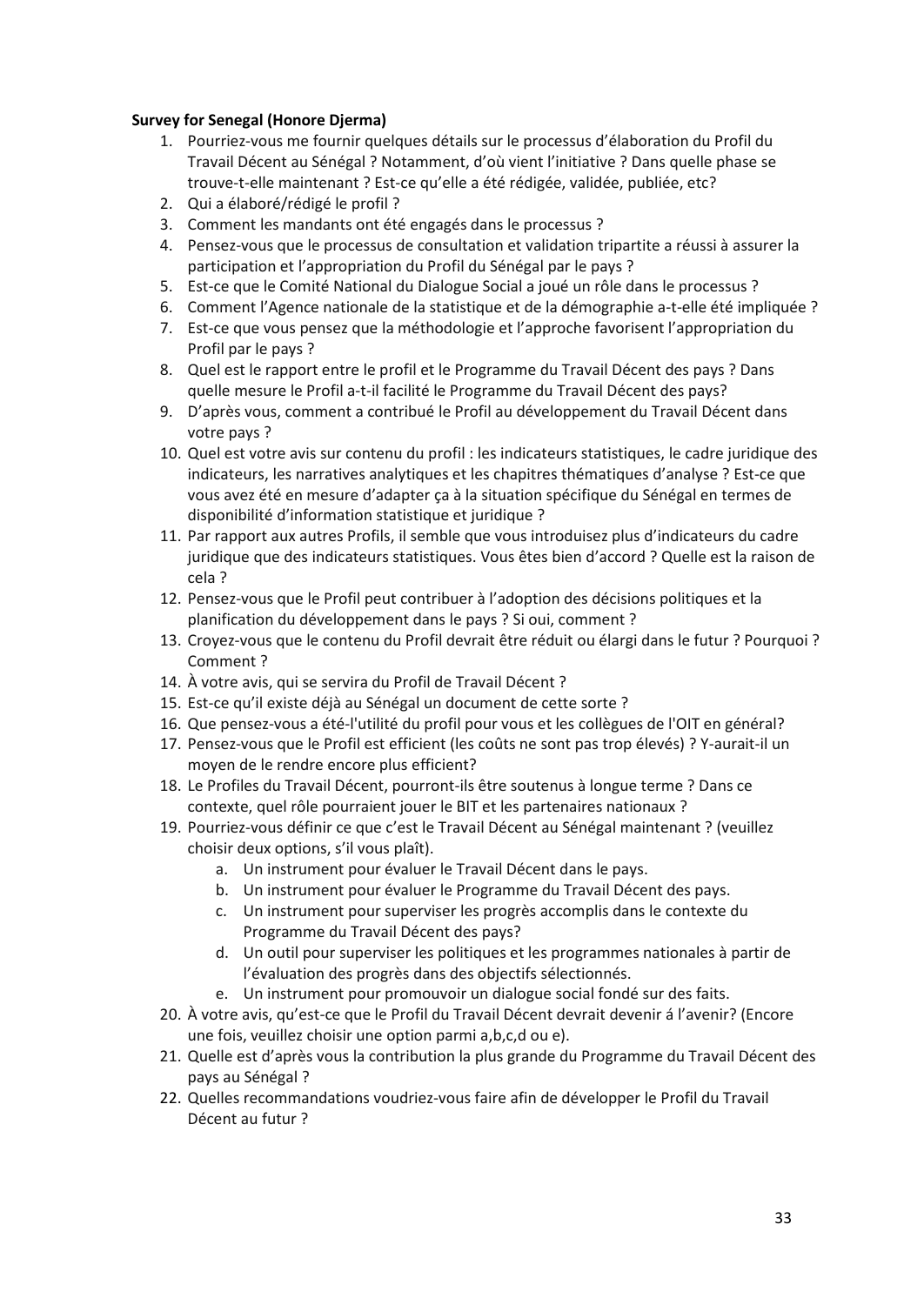**Survey for Senegal (Honore Djerma)**

1. Pourriez-vous me fournir quelques détails sur le processus d'élaboration du Profil du Travail Décent au Sénégal ? Notamment, d'où vient l'initiative ? Dans quelle phase se trouve-t-elle maintenant ? Est-ce qu'elle a été rédigée, validée, publiée, etc?
2. Qui a élaboré/rédigé le profil ?
3. Comment les mandants ont été engagés dans le processus ?
4. Pensez-vous que le processus de consultation et validation tripartite a réussi à assurer la participation et l'appropriation du Profil du Sénégal par le pays ?
5. Est-ce que le Comité National du Dialogue Social a joué un rôle dans le processus ?
6. Comment l'Agence nationale de la statistique et de la démographie a-t-elle été impliquée ?
7. Est-ce que vous pensez que la méthodologie et l'approche favorisent l'appropriation du Profil par le pays ?
8. Quel est le rapport entre le profil et le Programme du Travail Décent des pays ? Dans quelle mesure le Profil a-t-il facilité le Programme du Travail Décent des pays?
9. D'après vous, comment a contribué le Profil au développement du Travail Décent dans votre pays ?
10. Quel est votre avis sur contenu du profil : les indicateurs statistiques, le cadre juridique des indicateurs, les narratives analytiques et les chapitres thématiques d'analyse ? Est-ce que vous avez été en mesure d'adapter ça à la situation spécifique du Sénégal en termes de disponibilité d'information statistique et juridique ?
11. Par rapport aux autres Profils, il semble que vous introduisez plus d'indicateurs du cadre juridique que des indicateurs statistiques. Vous êtes bien d'accord ? Quelle est la raison de cela ?
12. Pensez-vous que le Profil peut contribuer à l'adoption des décisions politiques et la planification du développement dans le pays ? Si oui, comment ?
13. Croyez-vous que le contenu du Profil devrait être réduit ou élargi dans le futur ? Pourquoi ? Comment ?
14. À votre avis, qui se servira du Profil de Travail Décent ?
15. Est-ce qu'il existe déjà au Sénégal un document de cette sorte ?
16. Que pensez-vous a été-l'utilité du profil pour vous et les collègues de l'OIT en général?
17. Pensez-vous que le Profil est efficient (les coûts ne sont pas trop élevés) ? Y-aurait-il un moyen de le rendre encore plus efficient?
18. Le Profiles du Travail Décent, pourront-ils être soutenus à longue terme ? Dans ce contexte, quel rôle pourraient jouer le BIT et les partenaires nationaux ?
19. Pourriez-vous définir ce que c'est le Travail Décent au Sénégal maintenant ? (veuillez choisir deux options, s'il vous plaît).
    a. Un instrument pour évaluer le Travail Décent dans le pays.
    b. Un instrument pour évaluer le Programme du Travail Décent des pays.
    c. Un instrument pour superviser les progrès accomplis dans le contexte du Programme du Travail Décent des pays?
    d. Un outil pour superviser les politiques et les programmes nationales à partir de l'évaluation des progrès dans des objectifs sélectionnés.
    e. Un instrument pour promouvoir un dialogue social fondé sur des faits.
20. À votre avis, qu'est-ce que le Profil du Travail Décent devrait devenir á l'avenir? (Encore une fois, veuillez choisir une option parmi a,b,c,d ou e).
21. Quelle est d'après vous la contribution la plus grande du Programme du Travail Décent des pays au Sénégal ?
22. Quelles recommandations voudriez-vous faire afin de développer le Profil du Travail Décent au futur ?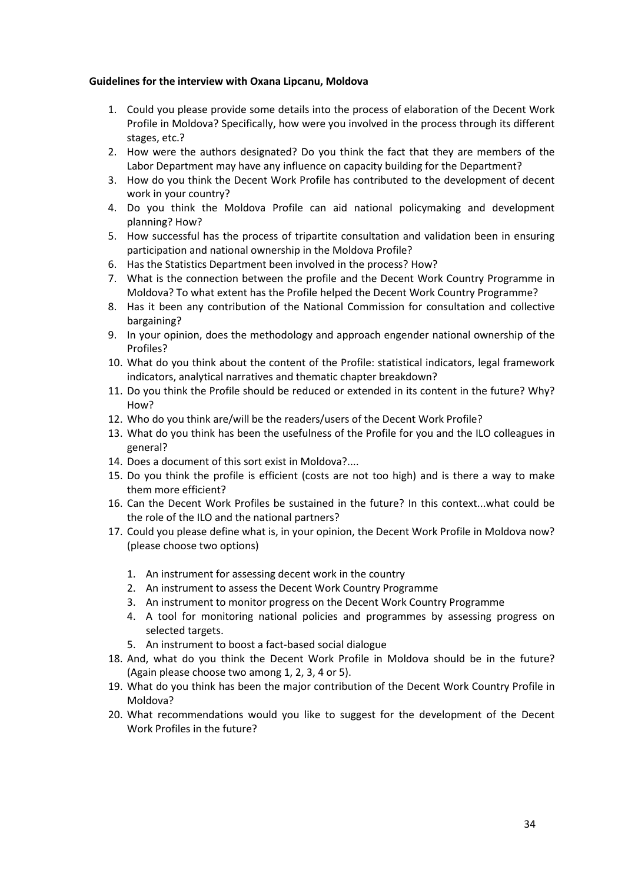**Guidelines for the interview with Oxana Lipcanu, Moldova**

1. Could you please provide some details into the process of elaboration of the Decent Work Profile in Moldova? Specifically, how were you involved in the process through its different stages, etc.?
2. How were the authors designated? Do you think the fact that they are members of the Labor Department may have any influence on capacity building for the Department?
3. How do you think the Decent Work Profile has contributed to the development of decent work in your country?
4. Do you think the Moldova Profile can aid national policymaking and development planning? How?
5. How successful has the process of tripartite consultation and validation been in ensuring participation and national ownership in the Moldova Profile?
6. Has the Statistics Department been involved in the process? How?
7. What is the connection between the profile and the Decent Work Country Programme in Moldova? To what extent has the Profile helped the Decent Work Country Programme?
8. Has it been any contribution of the National Commission for consultation and collective bargaining?
9. In your opinion, does the methodology and approach engender national ownership of the Profiles?
10. What do you think about the content of the Profile: statistical indicators, legal framework indicators, analytical narratives and thematic chapter breakdown?
11. Do you think the Profile should be reduced or extended in its content in the future? Why? How?
12. Who do you think are/will be the readers/users of the Decent Work Profile?
13. What do you think has been the usefulness of the Profile for you and the ILO colleagues in general?
14. Does a document of this sort exist in Moldova?....
15. Do you think the profile is efficient (costs are not too high) and is there a way to make them more efficient?
16. Can the Decent Work Profiles be sustained in the future? In this context...what could be the role of the ILO and the national partners?
17. Could you please define what is, in your opinion, the Decent Work Profile in Moldova now? (please choose two options)
    1. An instrument for assessing decent work in the country
    2. An instrument to assess the Decent Work Country Programme
    3. An instrument to monitor progress on the Decent Work Country Programme
    4. A tool for monitoring national policies and programmes by assessing progress on selected targets.
    5. An instrument to boost a fact-based social dialogue
18. And, what do you think the Decent Work Profile in Moldova should be in the future? (Again please choose two among 1, 2, 3, 4 or 5).
19. What do you think has been the major contribution of the Decent Work Country Profile in Moldova?
20. What recommendations would you like to suggest for the development of the Decent Work Profiles in the future?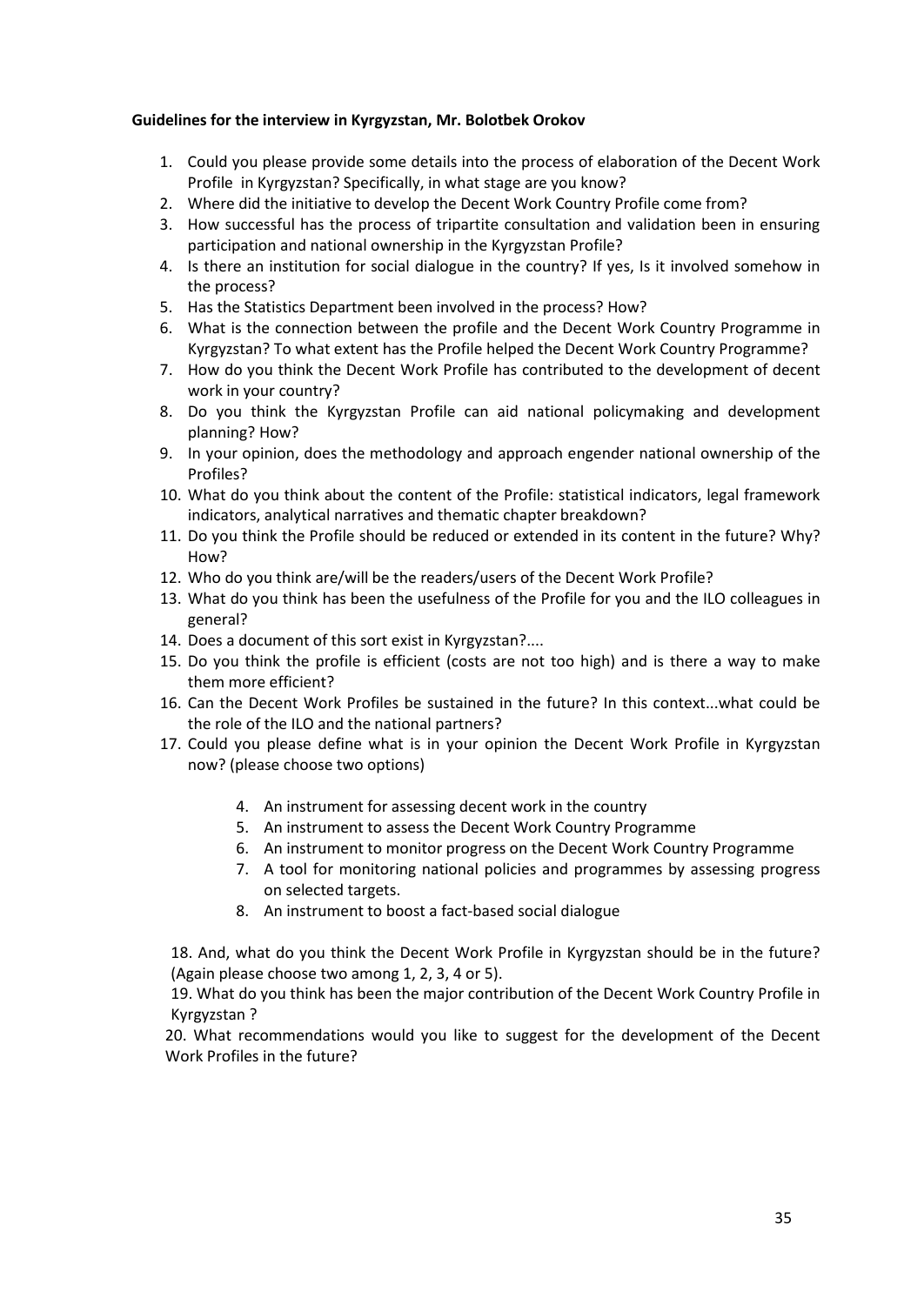**Guidelines for the interview in Kyrgyzstan, Mr. Bolotbek Orokov**

1. Could you please provide some details into the process of elaboration of the Decent Work Profile in Kyrgyzstan? Specifically, in what stage are you know?
2. Where did the initiative to develop the Decent Work Country Profile come from?
3. How successful has the process of tripartite consultation and validation been in ensuring participation and national ownership in the Kyrgyzstan Profile?
4. Is there an institution for social dialogue in the country? If yes, Is it involved somehow in the process?
5. Has the Statistics Department been involved in the process? How?
6. What is the connection between the profile and the Decent Work Country Programme in Kyrgyzstan? To what extent has the Profile helped the Decent Work Country Programme?
7. How do you think the Decent Work Profile has contributed to the development of decent work in your country?
8. Do you think the Kyrgyzstan Profile can aid national policymaking and development planning? How?
9. In your opinion, does the methodology and approach engender national ownership of the Profiles?
10. What do you think about the content of the Profile: statistical indicators, legal framework indicators, analytical narratives and thematic chapter breakdown?
11. Do you think the Profile should be reduced or extended in its content in the future? Why? How?
12. Who do you think are/will be the readers/users of the Decent Work Profile?
13. What do you think has been the usefulness of the Profile for you and the ILO colleagues in general?
14. Does a document of this sort exist in Kyrgyzstan?....
15. Do you think the profile is efficient (costs are not too high) and is there a way to make them more efficient?
16. Can the Decent Work Profiles be sustained in the future? In this context...what could be the role of the ILO and the national partners?
17. Could you please define what is in your opinion the Decent Work Profile in Kyrgyzstan now? (please choose two options)

    4. An instrument for assessing decent work in the country
    5. An instrument to assess the Decent Work Country Programme
    6. An instrument to monitor progress on the Decent Work Country Programme
    7. A tool for monitoring national policies and programmes by assessing progress on selected targets.
    8. An instrument to boost a fact-based social dialogue

18. And, what do you think the Decent Work Profile in Kyrgyzstan should be in the future? (Again please choose two among 1, 2, 3, 4 or 5).

19. What do you think has been the major contribution of the Decent Work Country Profile in Kyrgyzstan ?

20. What recommendations would you like to suggest for the development of the Decent Work Profiles in the future?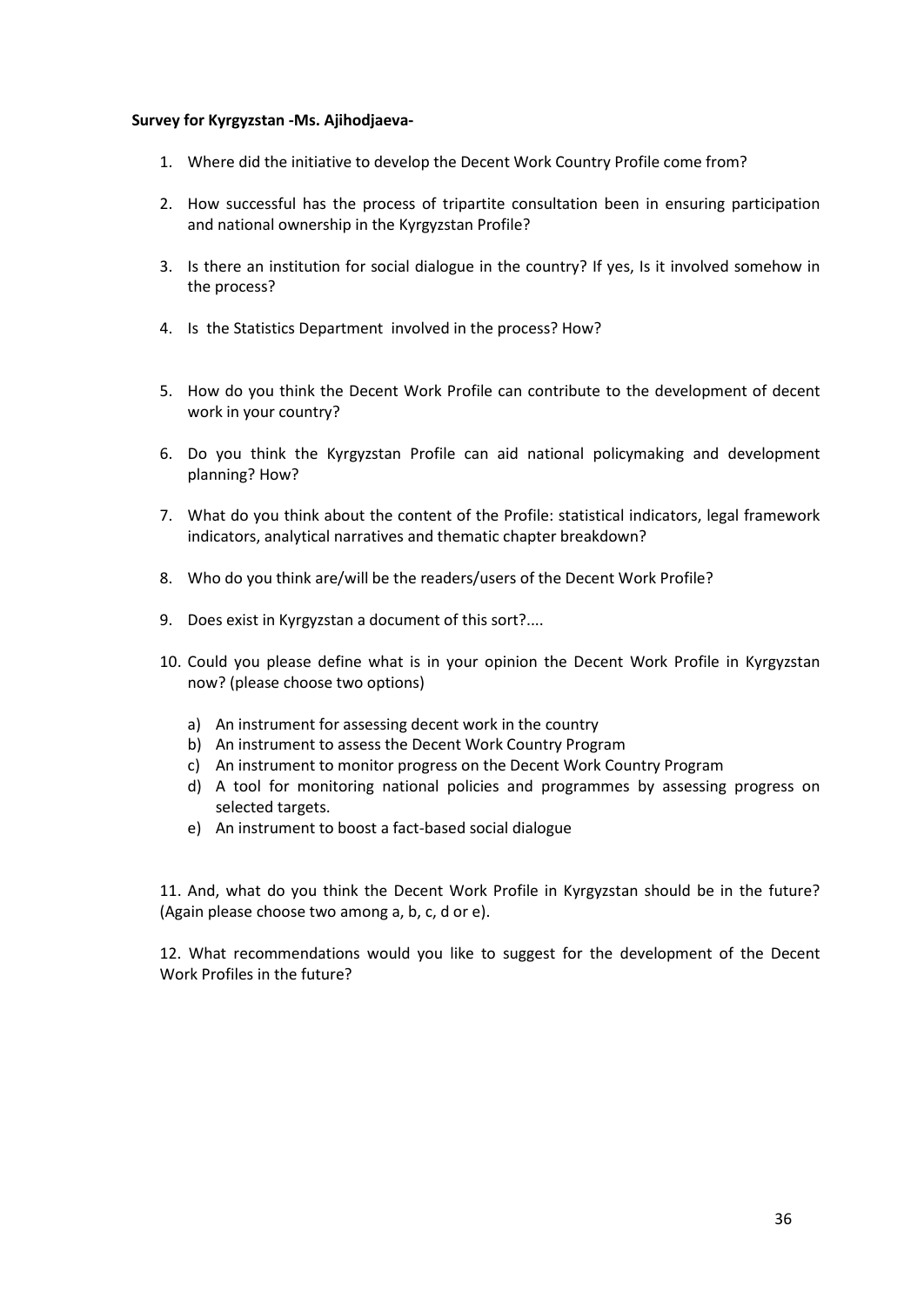**Survey for Kyrgyzstan -Ms. Ajihodjaeva-**

1. Where did the initiative to develop the Decent Work Country Profile come from?

2. How successful has the process of tripartite consultation been in ensuring participation and national ownership in the Kyrgyzstan Profile?

3. Is there an institution for social dialogue in the country? If yes, Is it involved somehow in the process?

4. Is the Statistics Department involved in the process? How?

5. How do you think the Decent Work Profile can contribute to the development of decent work in your country?

6. Do you think the Kyrgyzstan Profile can aid national policymaking and development planning? How?

7. What do you think about the content of the Profile: statistical indicators, legal framework indicators, analytical narratives and thematic chapter breakdown?

8. Who do you think are/will be the readers/users of the Decent Work Profile?

9. Does exist in Kyrgyzstan a document of this sort?....

10. Could you please define what is in your opinion the Decent Work Profile in Kyrgyzstan now? (please choose two options)

    a) An instrument for assessing decent work in the country
    b) An instrument to assess the Decent Work Country Program
    c) An instrument to monitor progress on the Decent Work Country Program
    d) A tool for monitoring national policies and programmes by assessing progress on selected targets.
    e) An instrument to boost a fact-based social dialogue

11. And, what do you think the Decent Work Profile in Kyrgyzstan should be in the future? (Again please choose two among a, b, c, d or e).

12. What recommendations would you like to suggest for the development of the Decent Work Profiles in the future?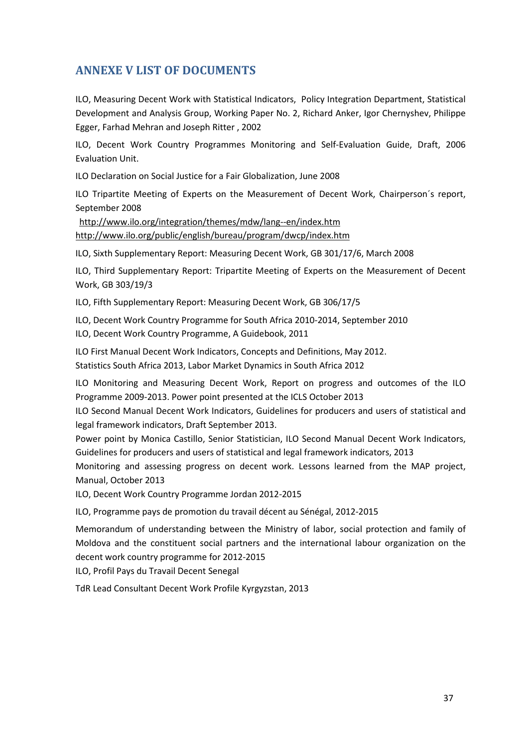## ANNEXE V LIST OF DOCUMENTS

ILO, Measuring Decent Work with Statistical Indicators, Policy Integration Department, Statistical Development and Analysis Group, Working Paper No. 2, Richard Anker, Igor Chernyshev, Philippe Egger, Farhad Mehran and Joseph Ritter , 2002

ILO, Decent Work Country Programmes Monitoring and Self-Evaluation Guide, Draft, 2006 Evaluation Unit.

ILO Declaration on Social Justice for a Fair Globalization, June 2008

ILO Tripartite Meeting of Experts on the Measurement of Decent Work, Chairperson´s report, September 2008

http://www.ilo.org/integration/themes/mdw/lang--en/index.htm
http://www.ilo.org/public/english/bureau/program/dwcp/index.htm

ILO, Sixth Supplementary Report: Measuring Decent Work, GB 301/17/6, March 2008

ILO, Third Supplementary Report: Tripartite Meeting of Experts on the Measurement of Decent Work, GB 303/19/3

ILO, Fifth Supplementary Report: Measuring Decent Work, GB 306/17/5

ILO, Decent Work Country Programme for South Africa 2010-2014, September 2010
ILO, Decent Work Country Programme, A Guidebook, 2011

ILO First Manual Decent Work Indicators, Concepts and Definitions, May 2012.
Statistics South Africa 2013, Labor Market Dynamics in South Africa 2012

ILO Monitoring and Measuring Decent Work, Report on progress and outcomes of the ILO Programme 2009-2013. Power point presented at the ICLS October 2013
ILO Second Manual Decent Work Indicators, Guidelines for producers and users of statistical and legal framework indicators, Draft September 2013.
Power point by Monica Castillo, Senior Statistician, ILO Second Manual Decent Work Indicators, Guidelines for producers and users of statistical and legal framework indicators, 2013
Monitoring and assessing progress on decent work. Lessons learned from the MAP project, Manual, October 2013
ILO, Decent Work Country Programme Jordan 2012-2015

ILO, Programme pays de promotion du travail décent au Sénégal, 2012-2015

Memorandum of understanding between the Ministry of labor, social protection and family of Moldova and the constituent social partners and the international labour organization on the decent work country programme for 2012-2015
ILO, Profil Pays du Travail Decent Senegal

TdR Lead Consultant Decent Work Profile Kyrgyzstan, 2013